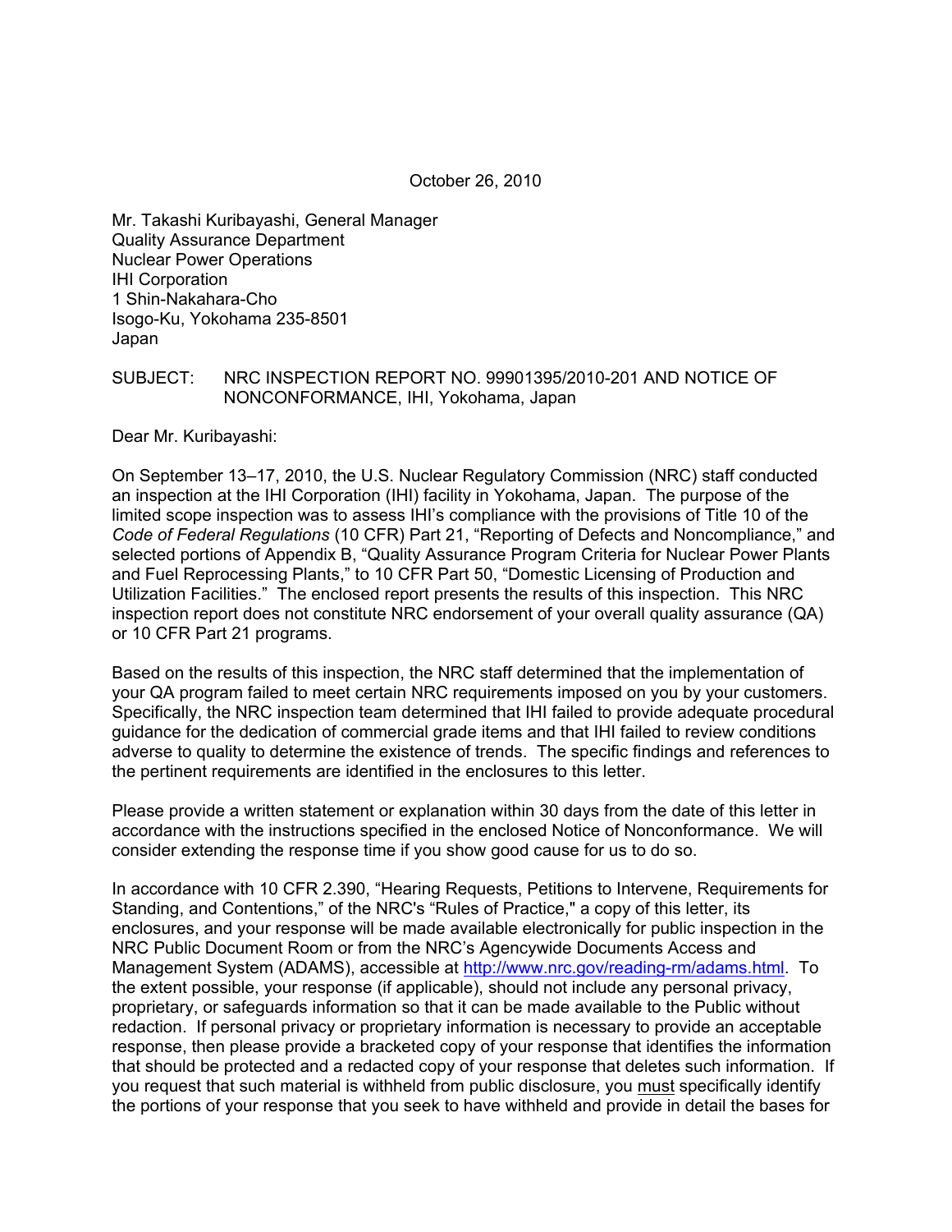October 26, 2010

Mr. Takashi Kuribayashi, General Manager
Quality Assurance Department
Nuclear Power Operations
IHI Corporation
1 Shin-Nakahara-Cho
Isogo-Ku, Yokohama 235-8501
Japan

SUBJECT: NRC INSPECTION REPORT NO. 99901395/2010-201 AND NOTICE OF NONCONFORMANCE, IHI, Yokohama, Japan

Dear Mr. Kuribayashi:

On September 13–17, 2010, the U.S. Nuclear Regulatory Commission (NRC) staff conducted an inspection at the IHI Corporation (IHI) facility in Yokohama, Japan. The purpose of the limited scope inspection was to assess IHI's compliance with the provisions of Title 10 of the *Code of Federal Regulations* (10 CFR) Part 21, "Reporting of Defects and Noncompliance," and selected portions of Appendix B, "Quality Assurance Program Criteria for Nuclear Power Plants and Fuel Reprocessing Plants," to 10 CFR Part 50, "Domestic Licensing of Production and Utilization Facilities." The enclosed report presents the results of this inspection. This NRC inspection report does not constitute NRC endorsement of your overall quality assurance (QA) or 10 CFR Part 21 programs.

Based on the results of this inspection, the NRC staff determined that the implementation of your QA program failed to meet certain NRC requirements imposed on you by your customers. Specifically, the NRC inspection team determined that IHI failed to provide adequate procedural guidance for the dedication of commercial grade items and that IHI failed to review conditions adverse to quality to determine the existence of trends. The specific findings and references to the pertinent requirements are identified in the enclosures to this letter.

Please provide a written statement or explanation within 30 days from the date of this letter in accordance with the instructions specified in the enclosed Notice of Nonconformance. We will consider extending the response time if you show good cause for us to do so.

In accordance with 10 CFR 2.390, "Hearing Requests, Petitions to Intervene, Requirements for Standing, and Contentions," of the NRC's "Rules of Practice," a copy of this letter, its enclosures, and your response will be made available electronically for public inspection in the NRC Public Document Room or from the NRC's Agencywide Documents Access and Management System (ADAMS), accessible at http://www.nrc.gov/reading-rm/adams.html. To the extent possible, your response (if applicable), should not include any personal privacy, proprietary, or safeguards information so that it can be made available to the Public without redaction. If personal privacy or proprietary information is necessary to provide an acceptable response, then please provide a bracketed copy of your response that identifies the information that should be protected and a redacted copy of your response that deletes such information. If you request that such material is withheld from public disclosure, you must specifically identify the portions of your response that you seek to have withheld and provide in detail the bases for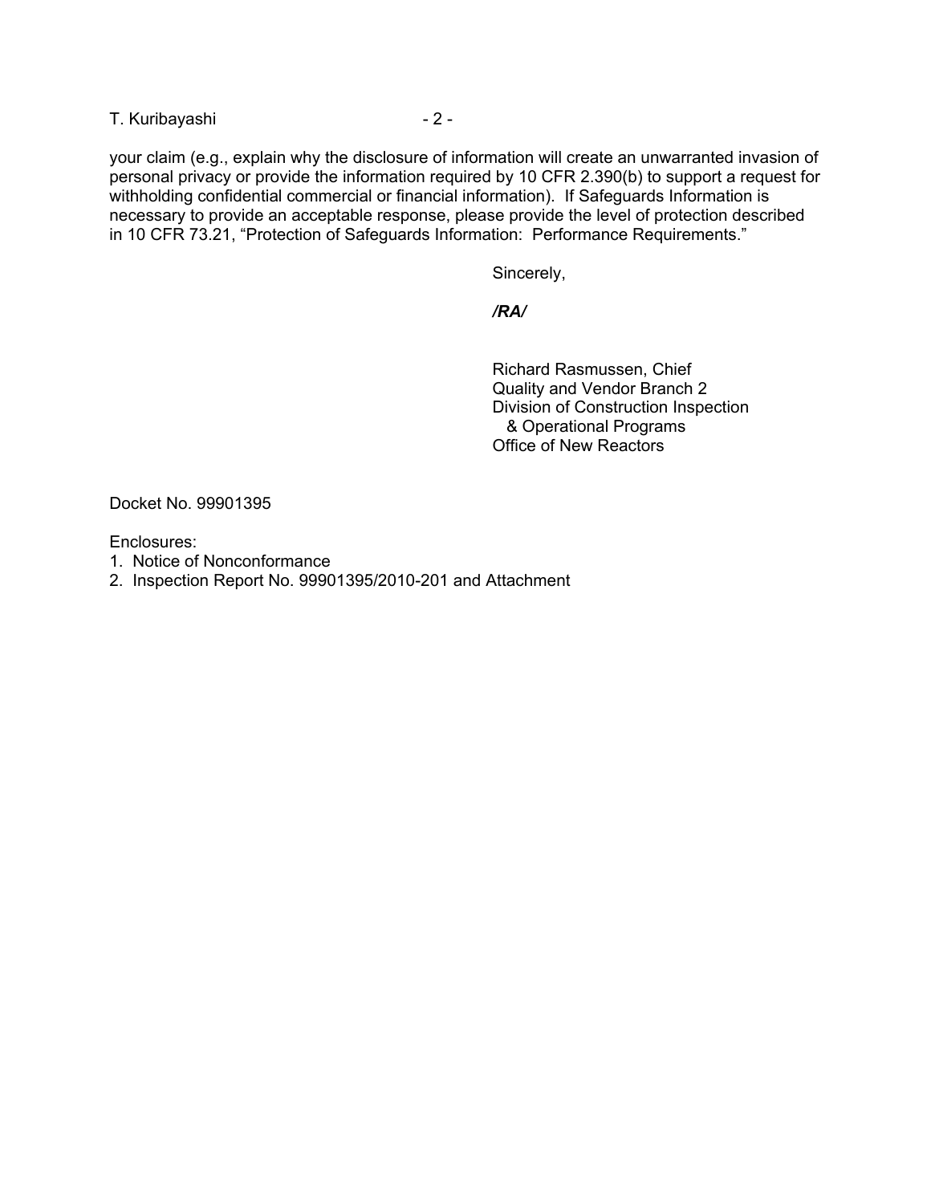your claim (e.g., explain why the disclosure of information will create an unwarranted invasion of personal privacy or provide the information required by 10 CFR 2.390(b) to support a request for withholding confidential commercial or financial information). If Safeguards Information is necessary to provide an acceptable response, please provide the level of protection described in 10 CFR 73.21, "Protection of Safeguards Information: Performance Requirements."

Sincerely,

***/RA/***

Richard Rasmussen, Chief
Quality and Vendor Branch 2
Division of Construction Inspection
& Operational Programs
Office of New Reactors

Docket No. 99901395

Enclosures:
1. Notice of Nonconformance
2. Inspection Report No. 99901395/2010-201 and Attachment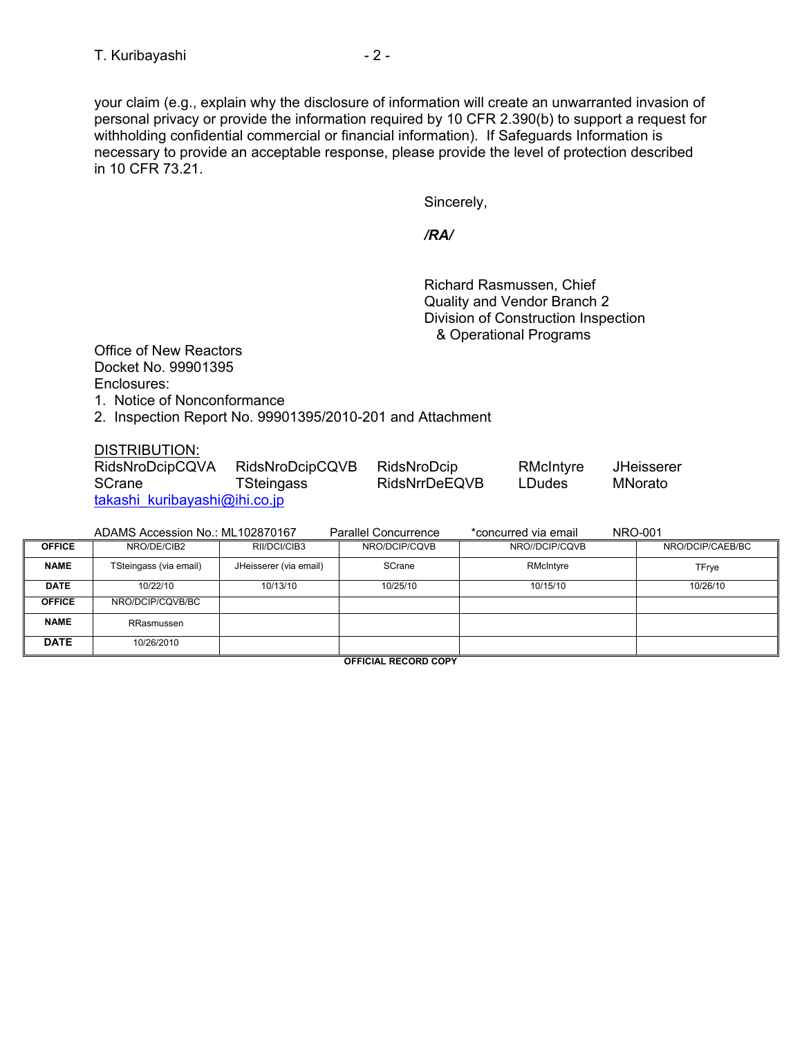your claim (e.g., explain why the disclosure of information will create an unwarranted invasion of personal privacy or provide the information required by 10 CFR 2.390(b) to support a request for withholding confidential commercial or financial information). If Safeguards Information is necessary to provide an acceptable response, please provide the level of protection described in 10 CFR 73.21.

Sincerely,

*/RA/*

Richard Rasmussen, Chief
Quality and Vendor Branch 2
Division of Construction Inspection
& Operational Programs

Office of New Reactors
Docket No. 99901395
Enclosures:
1. Notice of Nonconformance
2. Inspection Report No. 99901395/2010-201 and Attachment

DISTRIBUTION:

RidsNroDcipCQVA RidsNroDcipCQVB RidsNroDcip RMcIntyre JHeisserer
SCrane TSteingass RidsNrrDeEQVB LDudes MNorato
takashi_kuribayashi@ihi.co.jp

ADAMS Accession No.: ML102870167 Parallel Concurrence *concurred via email NRO-001

| OFFICE | NRO/DE/CIB2 | RII/DCI/CIB3 | NRO/DCIP/CQVB | NRO//DCIP/CQVB | NRO/DCIP/CAEB/BC |
|---|---|---|---|---|---|
| NAME | TSteingass (via email) | JHeisserer (via email) | SCrane | RMcIntyre | TFrye |
| DATE | 10/22/10 | 10/13/10 | 10/25/10 | 10/15/10 | 10/26/10 |
| OFFICE | NRO/DCIP/CQVB/BC | | | | |
| NAME | RRasmussen | | | | |
| DATE | 10/26/2010 | | | | |

OFFICIAL RECORD COPY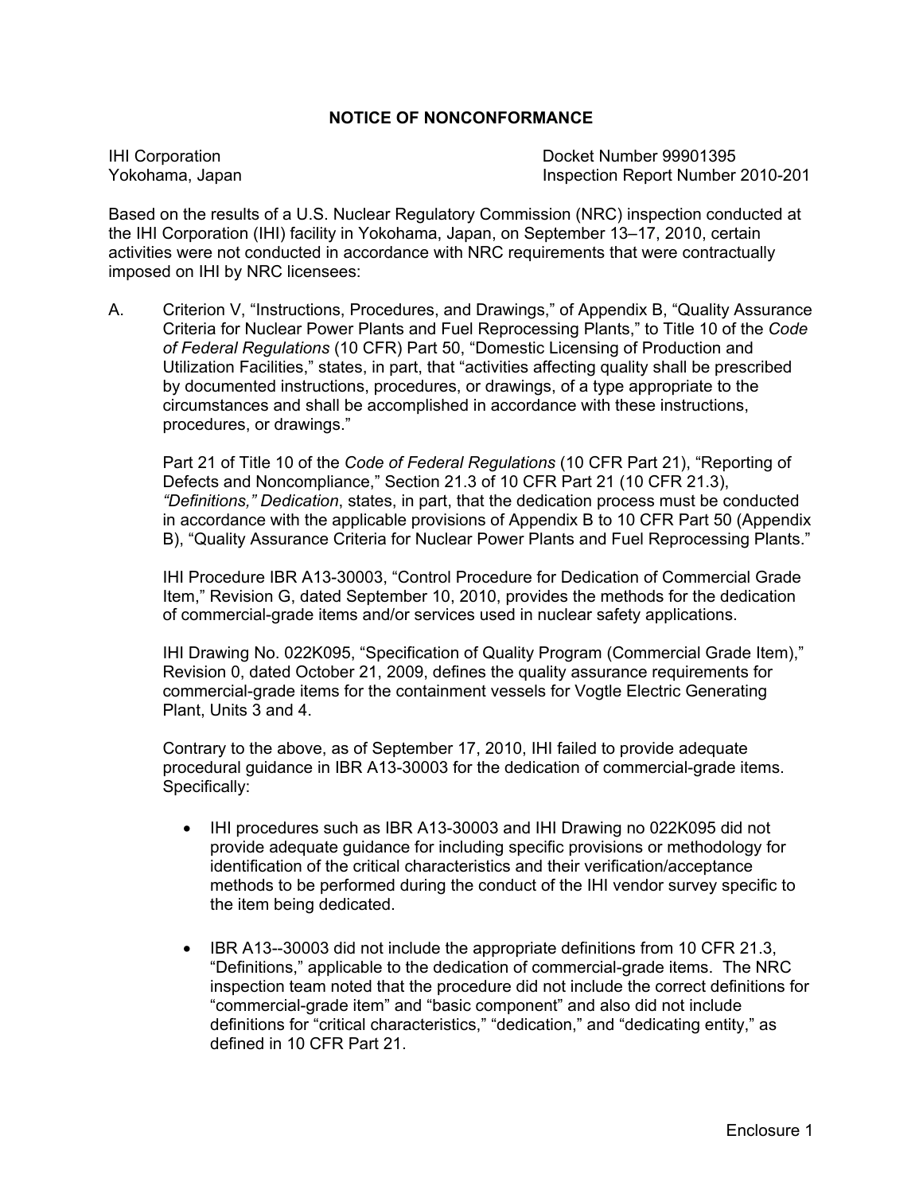## NOTICE OF NONCONFORMANCE

IHI Corporation
Yokohama, Japan

Docket Number 99901395
Inspection Report Number 2010-201

Based on the results of a U.S. Nuclear Regulatory Commission (NRC) inspection conducted at the IHI Corporation (IHI) facility in Yokohama, Japan, on September 13–17, 2010, certain activities were not conducted in accordance with NRC requirements that were contractually imposed on IHI by NRC licensees:

A. Criterion V, "Instructions, Procedures, and Drawings," of Appendix B, "Quality Assurance Criteria for Nuclear Power Plants and Fuel Reprocessing Plants," to Title 10 of the *Code of Federal Regulations* (10 CFR) Part 50, "Domestic Licensing of Production and Utilization Facilities," states, in part, that "activities affecting quality shall be prescribed by documented instructions, procedures, or drawings, of a type appropriate to the circumstances and shall be accomplished in accordance with these instructions, procedures, or drawings."

   Part 21 of Title 10 of the *Code of Federal Regulations* (10 CFR Part 21), "Reporting of Defects and Noncompliance," Section 21.3 of 10 CFR Part 21 (10 CFR 21.3), *"Definitions," Dedication*, states, in part, that the dedication process must be conducted in accordance with the applicable provisions of Appendix B to 10 CFR Part 50 (Appendix B), "Quality Assurance Criteria for Nuclear Power Plants and Fuel Reprocessing Plants."

   IHI Procedure IBR A13-30003, "Control Procedure for Dedication of Commercial Grade Item," Revision G, dated September 10, 2010, provides the methods for the dedication of commercial-grade items and/or services used in nuclear safety applications.

   IHI Drawing No. 022K095, "Specification of Quality Program (Commercial Grade Item)," Revision 0, dated October 21, 2009, defines the quality assurance requirements for commercial-grade items for the containment vessels for Vogtle Electric Generating Plant, Units 3 and 4.

   Contrary to the above, as of September 17, 2010, IHI failed to provide adequate procedural guidance in IBR A13-30003 for the dedication of commercial-grade items. Specifically:

   - IHI procedures such as IBR A13-30003 and IHI Drawing no 022K095 did not provide adequate guidance for including specific provisions or methodology for identification of the critical characteristics and their verification/acceptance methods to be performed during the conduct of the IHI vendor survey specific to the item being dedicated.

   - IBR A13--30003 did not include the appropriate definitions from 10 CFR 21.3, "Definitions," applicable to the dedication of commercial-grade items. The NRC inspection team noted that the procedure did not include the correct definitions for "commercial-grade item" and "basic component" and also did not include definitions for "critical characteristics," "dedication," and "dedicating entity," as defined in 10 CFR Part 21.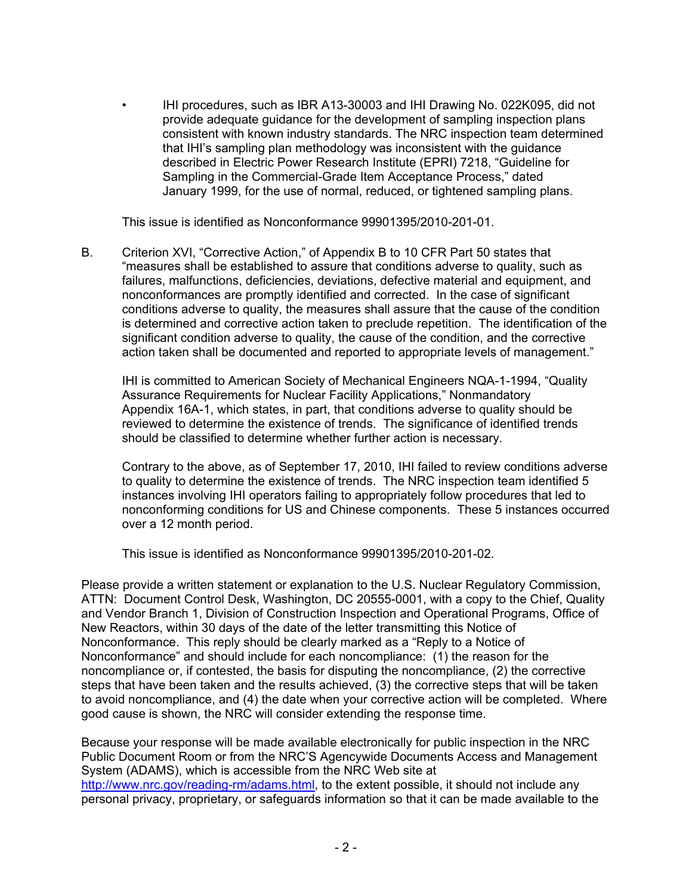- IHI procedures, such as IBR A13-30003 and IHI Drawing No. 022K095, did not provide adequate guidance for the development of sampling inspection plans consistent with known industry standards. The NRC inspection team determined that IHI's sampling plan methodology was inconsistent with the guidance described in Electric Power Research Institute (EPRI) 7218, "Guideline for Sampling in the Commercial-Grade Item Acceptance Process," dated January 1999, for the use of normal, reduced, or tightened sampling plans.

This issue is identified as Nonconformance 99901395/2010-201-01.

B. Criterion XVI, "Corrective Action," of Appendix B to 10 CFR Part 50 states that "measures shall be established to assure that conditions adverse to quality, such as failures, malfunctions, deficiencies, deviations, defective material and equipment, and nonconformances are promptly identified and corrected. In the case of significant conditions adverse to quality, the measures shall assure that the cause of the condition is determined and corrective action taken to preclude repetition. The identification of the significant condition adverse to quality, the cause of the condition, and the corrective action taken shall be documented and reported to appropriate levels of management."

IHI is committed to American Society of Mechanical Engineers NQA-1-1994, "Quality Assurance Requirements for Nuclear Facility Applications," Nonmandatory Appendix 16A-1, which states, in part, that conditions adverse to quality should be reviewed to determine the existence of trends. The significance of identified trends should be classified to determine whether further action is necessary.

Contrary to the above, as of September 17, 2010, IHI failed to review conditions adverse to quality to determine the existence of trends. The NRC inspection team identified 5 instances involving IHI operators failing to appropriately follow procedures that led to nonconforming conditions for US and Chinese components. These 5 instances occurred over a 12 month period.

This issue is identified as Nonconformance 99901395/2010-201-02.

Please provide a written statement or explanation to the U.S. Nuclear Regulatory Commission, ATTN: Document Control Desk, Washington, DC 20555-0001, with a copy to the Chief, Quality and Vendor Branch 1, Division of Construction Inspection and Operational Programs, Office of New Reactors, within 30 days of the date of the letter transmitting this Notice of Nonconformance. This reply should be clearly marked as a "Reply to a Notice of Nonconformance" and should include for each noncompliance: (1) the reason for the noncompliance or, if contested, the basis for disputing the noncompliance, (2) the corrective steps that have been taken and the results achieved, (3) the corrective steps that will be taken to avoid noncompliance, and (4) the date when your corrective action will be completed. Where good cause is shown, the NRC will consider extending the response time.

Because your response will be made available electronically for public inspection in the NRC Public Document Room or from the NRC'S Agencywide Documents Access and Management System (ADAMS), which is accessible from the NRC Web site at http://www.nrc.gov/reading-rm/adams.html, to the extent possible, it should not include any personal privacy, proprietary, or safeguards information so that it can be made available to the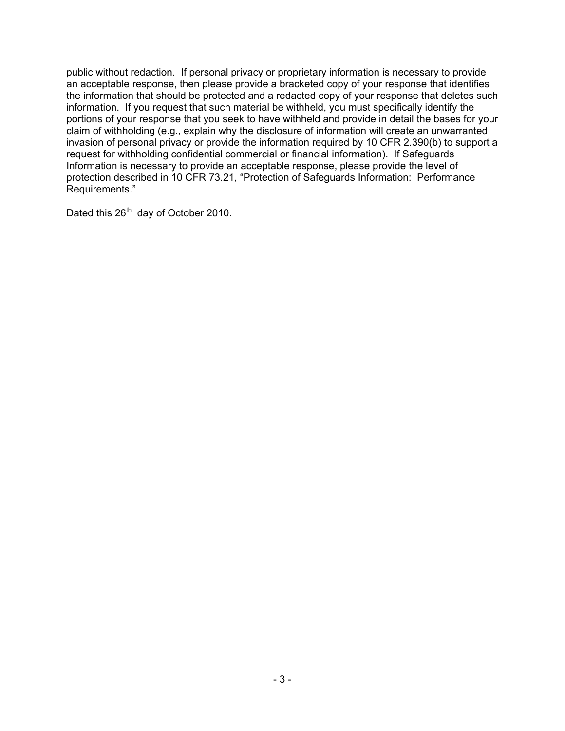public without redaction. If personal privacy or proprietary information is necessary to provide an acceptable response, then please provide a bracketed copy of your response that identifies the information that should be protected and a redacted copy of your response that deletes such information. If you request that such material be withheld, you must specifically identify the portions of your response that you seek to have withheld and provide in detail the bases for your claim of withholding (e.g., explain why the disclosure of information will create an unwarranted invasion of personal privacy or provide the information required by 10 CFR 2.390(b) to support a request for withholding confidential commercial or financial information). If Safeguards Information is necessary to provide an acceptable response, please provide the level of protection described in 10 CFR 73.21, "Protection of Safeguards Information: Performance Requirements."

Dated this 26th day of October 2010.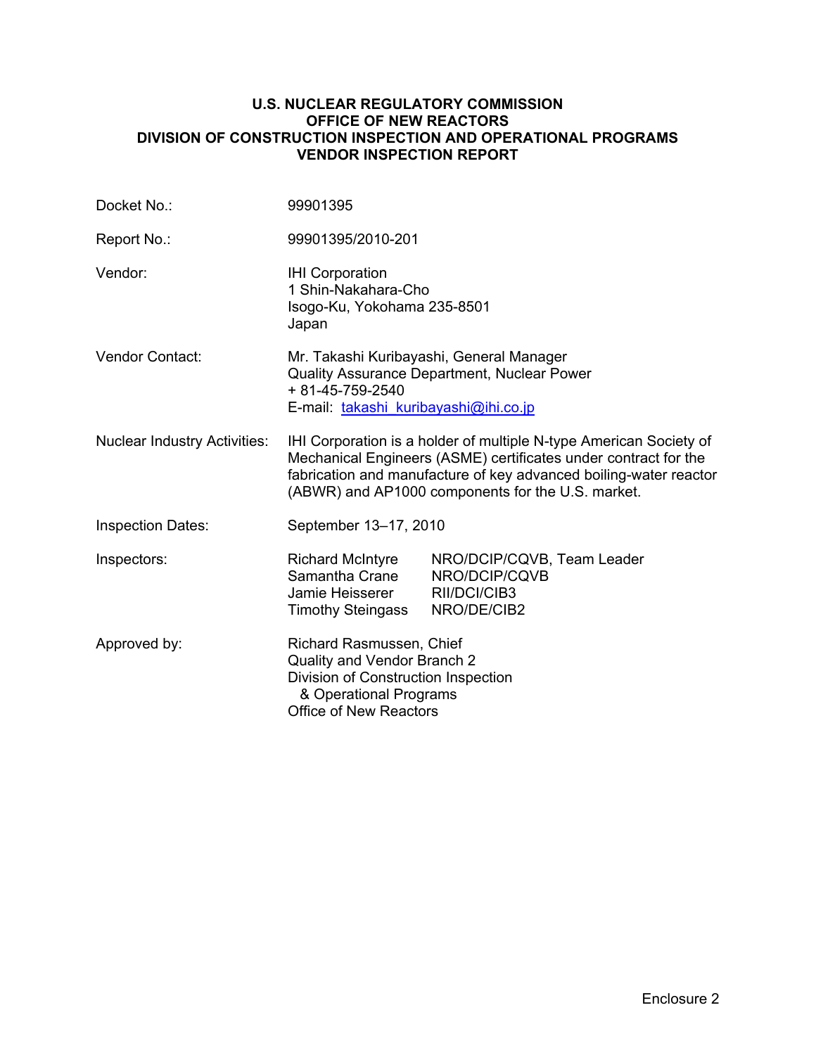**U.S. NUCLEAR REGULATORY COMMISSION**
**OFFICE OF NEW REACTORS**
**DIVISION OF CONSTRUCTION INSPECTION AND OPERATIONAL PROGRAMS**
**VENDOR INSPECTION REPORT**

| | | |
|---|---|---|
| Docket No.: | 99901395 | |
| Report No.: | 99901395/2010-201 | |
| Vendor: | IHI Corporation<br>1 Shin-Nakahara-Cho<br>Isogo-Ku, Yokohama 235-8501<br>Japan | |
| Vendor Contact: | Mr. Takashi Kuribayashi, General Manager<br>Quality Assurance Department, Nuclear Power<br>+ 81-45-759-2540<br>E-mail: takashi_kuribayashi@ihi.co.jp | |
| Nuclear Industry Activities: | IHI Corporation is a holder of multiple N-type American Society of Mechanical Engineers (ASME) certificates under contract for the fabrication and manufacture of key advanced boiling-water reactor (ABWR) and AP1000 components for the U.S. market. | |
| Inspection Dates: | September 13–17, 2010 | |
| Inspectors: | Richard McIntyre | NRO/DCIP/CQVB, Team Leader |
| | Samantha Crane | NRO/DCIP/CQVB |
| | Jamie Heisserer | RII/DCI/CIB3 |
| | Timothy Steingass | NRO/DE/CIB2 |
| Approved by: | Richard Rasmussen, Chief<br>Quality and Vendor Branch 2<br>Division of Construction Inspection<br>& Operational Programs<br>Office of New Reactors | |

Enclosure 2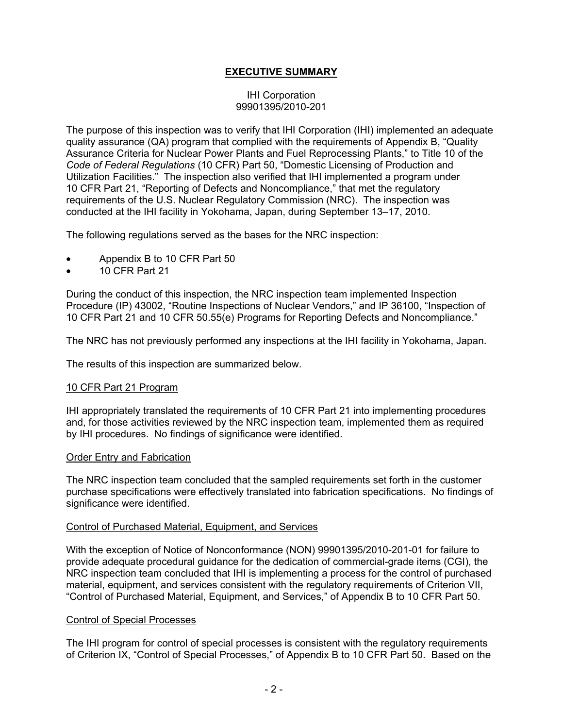## EXECUTIVE SUMMARY

IHI Corporation
99901395/2010-201

The purpose of this inspection was to verify that IHI Corporation (IHI) implemented an adequate quality assurance (QA) program that complied with the requirements of Appendix B, "Quality Assurance Criteria for Nuclear Power Plants and Fuel Reprocessing Plants," to Title 10 of the *Code of Federal Regulations* (10 CFR) Part 50, "Domestic Licensing of Production and Utilization Facilities." The inspection also verified that IHI implemented a program under 10 CFR Part 21, "Reporting of Defects and Noncompliance," that met the regulatory requirements of the U.S. Nuclear Regulatory Commission (NRC). The inspection was conducted at the IHI facility in Yokohama, Japan, during September 13–17, 2010.

The following regulations served as the bases for the NRC inspection:

- Appendix B to 10 CFR Part 50
- 10 CFR Part 21

During the conduct of this inspection, the NRC inspection team implemented Inspection Procedure (IP) 43002, "Routine Inspections of Nuclear Vendors," and IP 36100, "Inspection of 10 CFR Part 21 and 10 CFR 50.55(e) Programs for Reporting Defects and Noncompliance."

The NRC has not previously performed any inspections at the IHI facility in Yokohama, Japan.

The results of this inspection are summarized below.

### 10 CFR Part 21 Program

IHI appropriately translated the requirements of 10 CFR Part 21 into implementing procedures and, for those activities reviewed by the NRC inspection team, implemented them as required by IHI procedures. No findings of significance were identified.

### Order Entry and Fabrication

The NRC inspection team concluded that the sampled requirements set forth in the customer purchase specifications were effectively translated into fabrication specifications. No findings of significance were identified.

### Control of Purchased Material, Equipment, and Services

With the exception of Notice of Nonconformance (NON) 99901395/2010-201-01 for failure to provide adequate procedural guidance for the dedication of commercial-grade items (CGI), the NRC inspection team concluded that IHI is implementing a process for the control of purchased material, equipment, and services consistent with the regulatory requirements of Criterion VII, "Control of Purchased Material, Equipment, and Services," of Appendix B to 10 CFR Part 50.

### Control of Special Processes

The IHI program for control of special processes is consistent with the regulatory requirements of Criterion IX, "Control of Special Processes," of Appendix B to 10 CFR Part 50. Based on the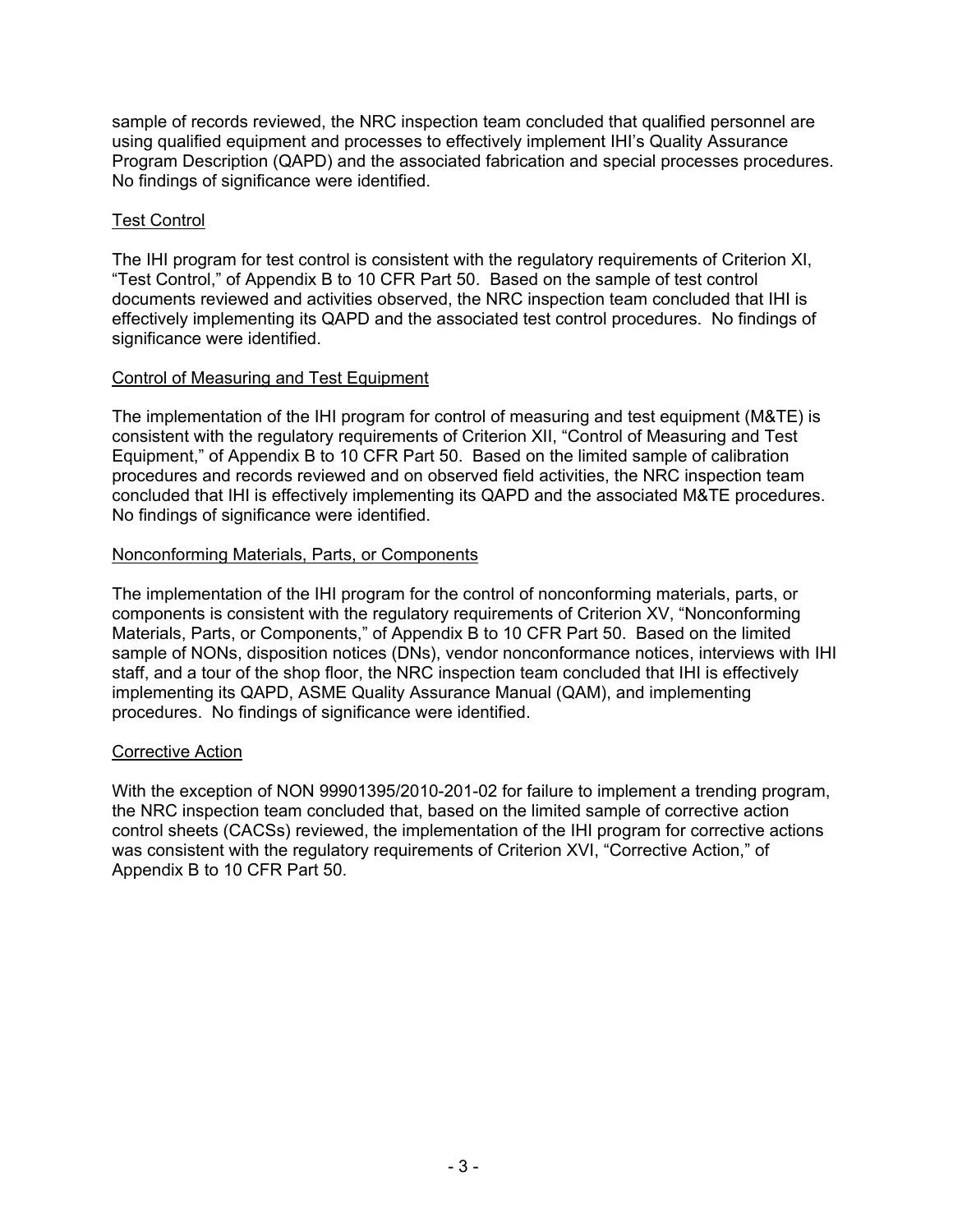sample of records reviewed, the NRC inspection team concluded that qualified personnel are using qualified equipment and processes to effectively implement IHI's Quality Assurance Program Description (QAPD) and the associated fabrication and special processes procedures. No findings of significance were identified.

Test Control

The IHI program for test control is consistent with the regulatory requirements of Criterion XI, "Test Control," of Appendix B to 10 CFR Part 50. Based on the sample of test control documents reviewed and activities observed, the NRC inspection team concluded that IHI is effectively implementing its QAPD and the associated test control procedures. No findings of significance were identified.

Control of Measuring and Test Equipment

The implementation of the IHI program for control of measuring and test equipment (M&TE) is consistent with the regulatory requirements of Criterion XII, "Control of Measuring and Test Equipment," of Appendix B to 10 CFR Part 50. Based on the limited sample of calibration procedures and records reviewed and on observed field activities, the NRC inspection team concluded that IHI is effectively implementing its QAPD and the associated M&TE procedures. No findings of significance were identified.

Nonconforming Materials, Parts, or Components

The implementation of the IHI program for the control of nonconforming materials, parts, or components is consistent with the regulatory requirements of Criterion XV, "Nonconforming Materials, Parts, or Components," of Appendix B to 10 CFR Part 50. Based on the limited sample of NONs, disposition notices (DNs), vendor nonconformance notices, interviews with IHI staff, and a tour of the shop floor, the NRC inspection team concluded that IHI is effectively implementing its QAPD, ASME Quality Assurance Manual (QAM), and implementing procedures. No findings of significance were identified.

Corrective Action

With the exception of NON 99901395/2010-201-02 for failure to implement a trending program, the NRC inspection team concluded that, based on the limited sample of corrective action control sheets (CACSs) reviewed, the implementation of the IHI program for corrective actions was consistent with the regulatory requirements of Criterion XVI, "Corrective Action," of Appendix B to 10 CFR Part 50.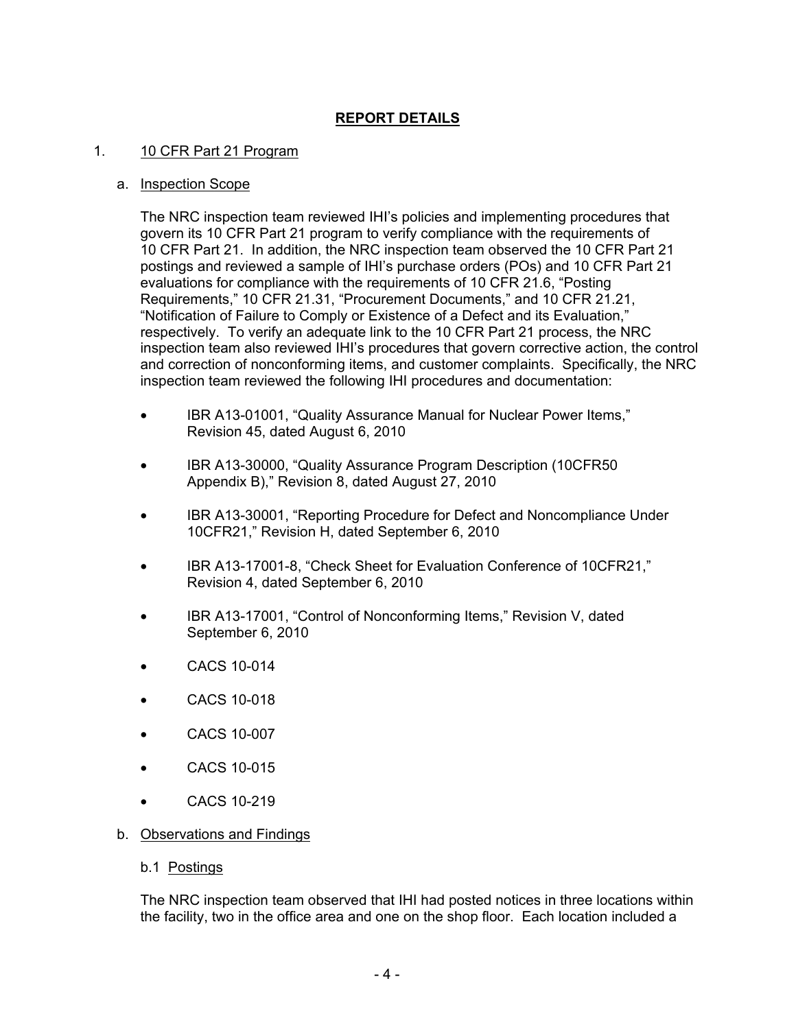## REPORT DETAILS

1. 10 CFR Part 21 Program

   a. Inspection Scope

   The NRC inspection team reviewed IHI's policies and implementing procedures that govern its 10 CFR Part 21 program to verify compliance with the requirements of 10 CFR Part 21. In addition, the NRC inspection team observed the 10 CFR Part 21 postings and reviewed a sample of IHI's purchase orders (POs) and 10 CFR Part 21 evaluations for compliance with the requirements of 10 CFR 21.6, "Posting Requirements," 10 CFR 21.31, "Procurement Documents," and 10 CFR 21.21, "Notification of Failure to Comply or Existence of a Defect and its Evaluation," respectively. To verify an adequate link to the 10 CFR Part 21 process, the NRC inspection team also reviewed IHI's procedures that govern corrective action, the control and correction of nonconforming items, and customer complaints. Specifically, the NRC inspection team reviewed the following IHI procedures and documentation:

   - IBR A13-01001, "Quality Assurance Manual for Nuclear Power Items," Revision 45, dated August 6, 2010
   - IBR A13-30000, "Quality Assurance Program Description (10CFR50 Appendix B)," Revision 8, dated August 27, 2010
   - IBR A13-30001, "Reporting Procedure for Defect and Noncompliance Under 10CFR21," Revision H, dated September 6, 2010
   - IBR A13-17001-8, "Check Sheet for Evaluation Conference of 10CFR21," Revision 4, dated September 6, 2010
   - IBR A13-17001, "Control of Nonconforming Items," Revision V, dated September 6, 2010
   - CACS 10-014
   - CACS 10-018
   - CACS 10-007
   - CACS 10-015
   - CACS 10-219

   b. Observations and Findings

   b.1 Postings

   The NRC inspection team observed that IHI had posted notices in three locations within the facility, two in the office area and one on the shop floor. Each location included a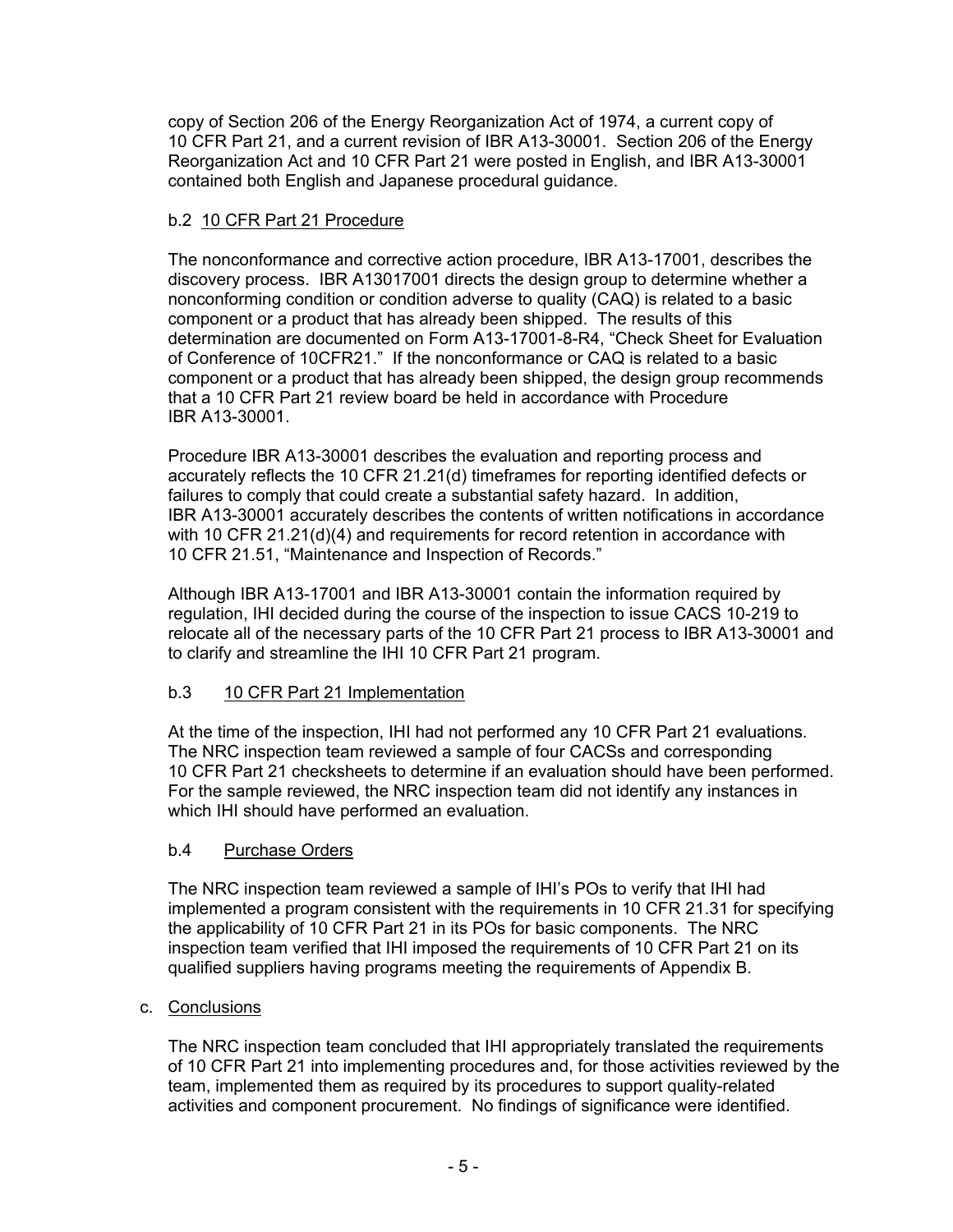copy of Section 206 of the Energy Reorganization Act of 1974, a current copy of 10 CFR Part 21, and a current revision of IBR A13-30001. Section 206 of the Energy Reorganization Act and 10 CFR Part 21 were posted in English, and IBR A13-30001 contained both English and Japanese procedural guidance.

b.2 10 CFR Part 21 Procedure

The nonconformance and corrective action procedure, IBR A13-17001, describes the discovery process. IBR A13017001 directs the design group to determine whether a nonconforming condition or condition adverse to quality (CAQ) is related to a basic component or a product that has already been shipped. The results of this determination are documented on Form A13-17001-8-R4, "Check Sheet for Evaluation of Conference of 10CFR21." If the nonconformance or CAQ is related to a basic component or a product that has already been shipped, the design group recommends that a 10 CFR Part 21 review board be held in accordance with Procedure IBR A13-30001.

Procedure IBR A13-30001 describes the evaluation and reporting process and accurately reflects the 10 CFR 21.21(d) timeframes for reporting identified defects or failures to comply that could create a substantial safety hazard. In addition, IBR A13-30001 accurately describes the contents of written notifications in accordance with 10 CFR 21.21(d)(4) and requirements for record retention in accordance with 10 CFR 21.51, "Maintenance and Inspection of Records."

Although IBR A13-17001 and IBR A13-30001 contain the information required by regulation, IHI decided during the course of the inspection to issue CACS 10-219 to relocate all of the necessary parts of the 10 CFR Part 21 process to IBR A13-30001 and to clarify and streamline the IHI 10 CFR Part 21 program.

b.3 10 CFR Part 21 Implementation

At the time of the inspection, IHI had not performed any 10 CFR Part 21 evaluations. The NRC inspection team reviewed a sample of four CACSs and corresponding 10 CFR Part 21 checksheets to determine if an evaluation should have been performed. For the sample reviewed, the NRC inspection team did not identify any instances in which IHI should have performed an evaluation.

b.4 Purchase Orders

The NRC inspection team reviewed a sample of IHI's POs to verify that IHI had implemented a program consistent with the requirements in 10 CFR 21.31 for specifying the applicability of 10 CFR Part 21 in its POs for basic components. The NRC inspection team verified that IHI imposed the requirements of 10 CFR Part 21 on its qualified suppliers having programs meeting the requirements of Appendix B.

c. Conclusions

The NRC inspection team concluded that IHI appropriately translated the requirements of 10 CFR Part 21 into implementing procedures and, for those activities reviewed by the team, implemented them as required by its procedures to support quality-related activities and component procurement. No findings of significance were identified.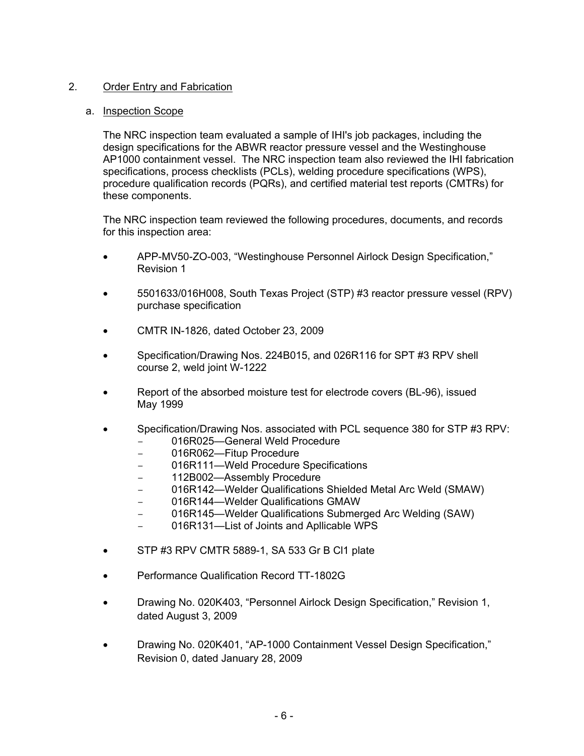2. Order Entry and Fabrication

a. Inspection Scope

The NRC inspection team evaluated a sample of IHI's job packages, including the design specifications for the ABWR reactor pressure vessel and the Westinghouse AP1000 containment vessel. The NRC inspection team also reviewed the IHI fabrication specifications, process checklists (PCLs), welding procedure specifications (WPS), procedure qualification records (PQRs), and certified material test reports (CMTRs) for these components.

The NRC inspection team reviewed the following procedures, documents, and records for this inspection area:

- APP-MV50-ZO-003, "Westinghouse Personnel Airlock Design Specification," Revision 1
- 5501633/016H008, South Texas Project (STP) #3 reactor pressure vessel (RPV) purchase specification
- CMTR IN-1826, dated October 23, 2009
- Specification/Drawing Nos. 224B015, and 026R116 for SPT #3 RPV shell course 2, weld joint W-1222
- Report of the absorbed moisture test for electrode covers (BL-96), issued May 1999
- Specification/Drawing Nos. associated with PCL sequence 380 for STP #3 RPV:
  - 016R025—General Weld Procedure
  - 016R062—Fitup Procedure
  - 016R111—Weld Procedure Specifications
  - 112B002—Assembly Procedure
  - 016R142—Welder Qualifications Shielded Metal Arc Weld (SMAW)
  - 016R144—Welder Qualifications GMAW
  - 016R145—Welder Qualifications Submerged Arc Welding (SAW)
  - 016R131—List of Joints and Apllicable WPS
- STP #3 RPV CMTR 5889-1, SA 533 Gr B Cl1 plate
- Performance Qualification Record TT-1802G
- Drawing No. 020K403, "Personnel Airlock Design Specification," Revision 1, dated August 3, 2009
- Drawing No. 020K401, "AP-1000 Containment Vessel Design Specification," Revision 0, dated January 28, 2009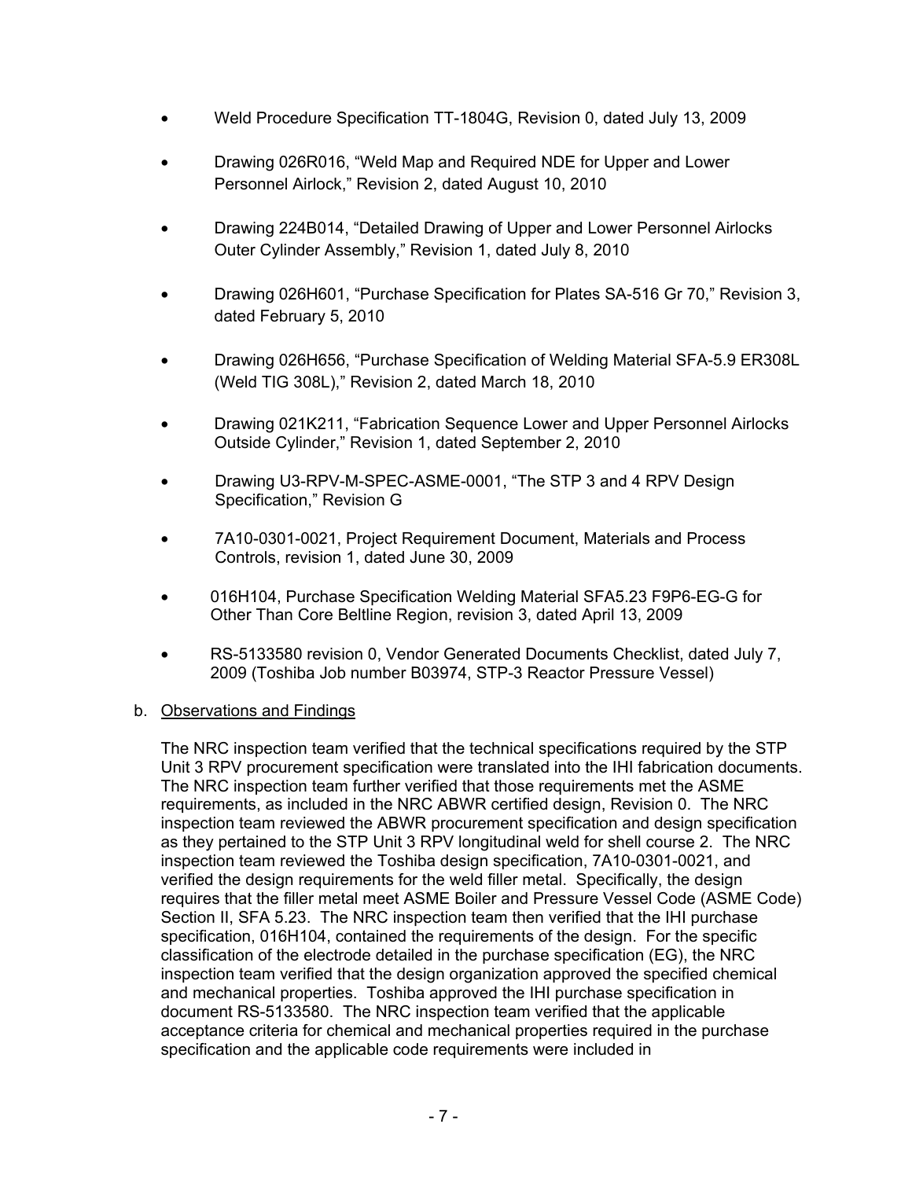- Weld Procedure Specification TT-1804G, Revision 0, dated July 13, 2009
- Drawing 026R016, "Weld Map and Required NDE for Upper and Lower Personnel Airlock," Revision 2, dated August 10, 2010
- Drawing 224B014, "Detailed Drawing of Upper and Lower Personnel Airlocks Outer Cylinder Assembly," Revision 1, dated July 8, 2010
- Drawing 026H601, "Purchase Specification for Plates SA-516 Gr 70," Revision 3, dated February 5, 2010
- Drawing 026H656, "Purchase Specification of Welding Material SFA-5.9 ER308L (Weld TIG 308L)," Revision 2, dated March 18, 2010
- Drawing 021K211, "Fabrication Sequence Lower and Upper Personnel Airlocks Outside Cylinder," Revision 1, dated September 2, 2010
- Drawing U3-RPV-M-SPEC-ASME-0001, "The STP 3 and 4 RPV Design Specification," Revision G
- 7A10-0301-0021, Project Requirement Document, Materials and Process Controls, revision 1, dated June 30, 2009
- 016H104, Purchase Specification Welding Material SFA5.23 F9P6-EG-G for Other Than Core Beltline Region, revision 3, dated April 13, 2009
- RS-5133580 revision 0, Vendor Generated Documents Checklist, dated July 7, 2009 (Toshiba Job number B03974, STP-3 Reactor Pressure Vessel)

b. Observations and Findings

The NRC inspection team verified that the technical specifications required by the STP Unit 3 RPV procurement specification were translated into the IHI fabrication documents. The NRC inspection team further verified that those requirements met the ASME requirements, as included in the NRC ABWR certified design, Revision 0. The NRC inspection team reviewed the ABWR procurement specification and design specification as they pertained to the STP Unit 3 RPV longitudinal weld for shell course 2. The NRC inspection team reviewed the Toshiba design specification, 7A10-0301-0021, and verified the design requirements for the weld filler metal. Specifically, the design requires that the filler metal meet ASME Boiler and Pressure Vessel Code (ASME Code) Section II, SFA 5.23. The NRC inspection team then verified that the IHI purchase specification, 016H104, contained the requirements of the design. For the specific classification of the electrode detailed in the purchase specification (EG), the NRC inspection team verified that the design organization approved the specified chemical and mechanical properties. Toshiba approved the IHI purchase specification in document RS-5133580. The NRC inspection team verified that the applicable acceptance criteria for chemical and mechanical properties required in the purchase specification and the applicable code requirements were included in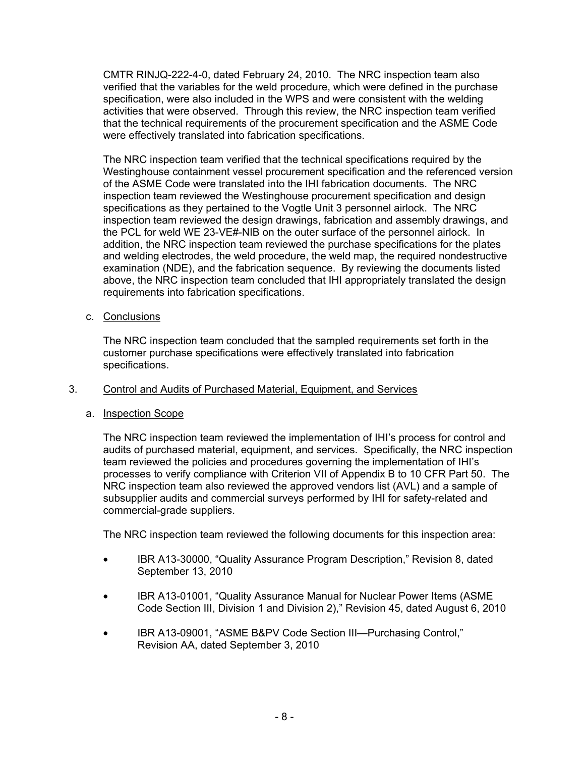CMTR RINJQ-222-4-0, dated February 24, 2010. The NRC inspection team also verified that the variables for the weld procedure, which were defined in the purchase specification, were also included in the WPS and were consistent with the welding activities that were observed. Through this review, the NRC inspection team verified that the technical requirements of the procurement specification and the ASME Code were effectively translated into fabrication specifications.

The NRC inspection team verified that the technical specifications required by the Westinghouse containment vessel procurement specification and the referenced version of the ASME Code were translated into the IHI fabrication documents. The NRC inspection team reviewed the Westinghouse procurement specification and design specifications as they pertained to the Vogtle Unit 3 personnel airlock. The NRC inspection team reviewed the design drawings, fabrication and assembly drawings, and the PCL for weld WE 23-VE#-NIB on the outer surface of the personnel airlock. In addition, the NRC inspection team reviewed the purchase specifications for the plates and welding electrodes, the weld procedure, the weld map, the required nondestructive examination (NDE), and the fabrication sequence. By reviewing the documents listed above, the NRC inspection team concluded that IHI appropriately translated the design requirements into fabrication specifications.

c. Conclusions

The NRC inspection team concluded that the sampled requirements set forth in the customer purchase specifications were effectively translated into fabrication specifications.

3. Control and Audits of Purchased Material, Equipment, and Services

a. Inspection Scope

The NRC inspection team reviewed the implementation of IHI's process for control and audits of purchased material, equipment, and services. Specifically, the NRC inspection team reviewed the policies and procedures governing the implementation of IHI's processes to verify compliance with Criterion VII of Appendix B to 10 CFR Part 50. The NRC inspection team also reviewed the approved vendors list (AVL) and a sample of subsupplier audits and commercial surveys performed by IHI for safety-related and commercial-grade suppliers.

The NRC inspection team reviewed the following documents for this inspection area:

- IBR A13-30000, "Quality Assurance Program Description," Revision 8, dated September 13, 2010
- IBR A13-01001, "Quality Assurance Manual for Nuclear Power Items (ASME Code Section III, Division 1 and Division 2)," Revision 45, dated August 6, 2010
- IBR A13-09001, "ASME B&PV Code Section III—Purchasing Control," Revision AA, dated September 3, 2010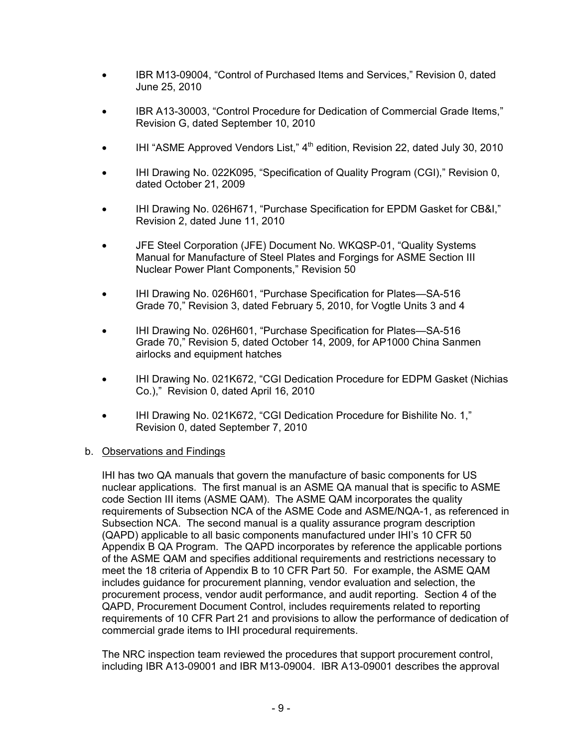- IBR M13-09004, "Control of Purchased Items and Services," Revision 0, dated June 25, 2010
- IBR A13-30003, "Control Procedure for Dedication of Commercial Grade Items," Revision G, dated September 10, 2010
- IHI "ASME Approved Vendors List," 4th edition, Revision 22, dated July 30, 2010
- IHI Drawing No. 022K095, "Specification of Quality Program (CGI)," Revision 0, dated October 21, 2009
- IHI Drawing No. 026H671, "Purchase Specification for EPDM Gasket for CB&I," Revision 2, dated June 11, 2010
- JFE Steel Corporation (JFE) Document No. WKQSP-01, "Quality Systems Manual for Manufacture of Steel Plates and Forgings for ASME Section III Nuclear Power Plant Components," Revision 50
- IHI Drawing No. 026H601, "Purchase Specification for Plates—SA-516 Grade 70," Revision 3, dated February 5, 2010, for Vogtle Units 3 and 4
- IHI Drawing No. 026H601, "Purchase Specification for Plates—SA-516 Grade 70," Revision 5, dated October 14, 2009, for AP1000 China Sanmen airlocks and equipment hatches
- IHI Drawing No. 021K672, "CGI Dedication Procedure for EDPM Gasket (Nichias Co.)," Revision 0, dated April 16, 2010
- IHI Drawing No. 021K672, "CGI Dedication Procedure for Bishilite No. 1," Revision 0, dated September 7, 2010

b. Observations and Findings

IHI has two QA manuals that govern the manufacture of basic components for US nuclear applications. The first manual is an ASME QA manual that is specific to ASME code Section III items (ASME QAM). The ASME QAM incorporates the quality requirements of Subsection NCA of the ASME Code and ASME/NQA-1, as referenced in Subsection NCA. The second manual is a quality assurance program description (QAPD) applicable to all basic components manufactured under IHI's 10 CFR 50 Appendix B QA Program. The QAPD incorporates by reference the applicable portions of the ASME QAM and specifies additional requirements and restrictions necessary to meet the 18 criteria of Appendix B to 10 CFR Part 50. For example, the ASME QAM includes guidance for procurement planning, vendor evaluation and selection, the procurement process, vendor audit performance, and audit reporting. Section 4 of the QAPD, Procurement Document Control, includes requirements related to reporting requirements of 10 CFR Part 21 and provisions to allow the performance of dedication of commercial grade items to IHI procedural requirements.

The NRC inspection team reviewed the procedures that support procurement control, including IBR A13-09001 and IBR M13-09004. IBR A13-09001 describes the approval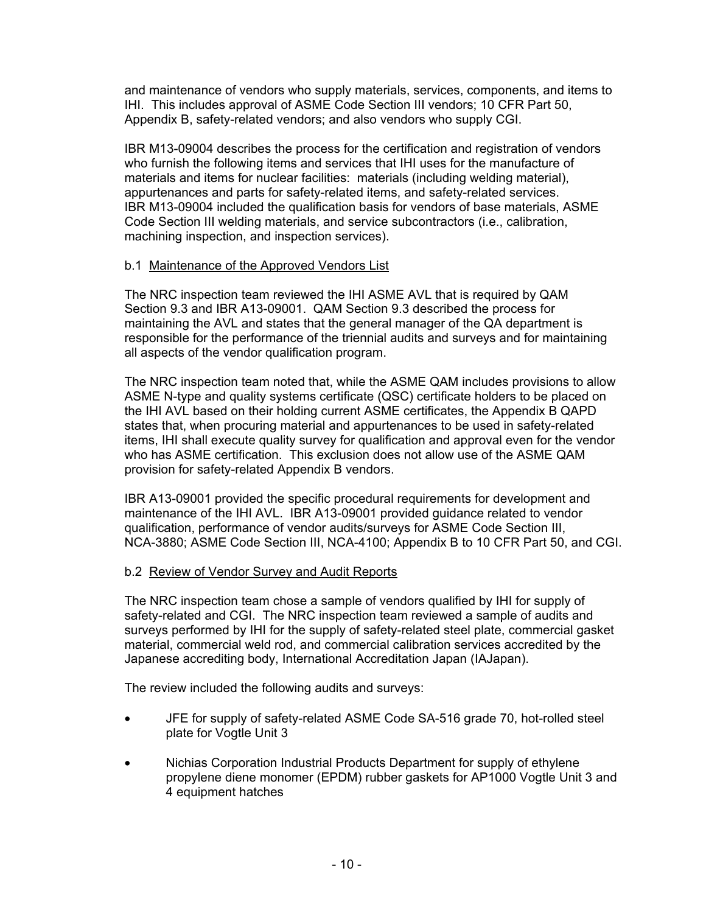and maintenance of vendors who supply materials, services, components, and items to IHI. This includes approval of ASME Code Section III vendors; 10 CFR Part 50, Appendix B, safety-related vendors; and also vendors who supply CGI.

IBR M13-09004 describes the process for the certification and registration of vendors who furnish the following items and services that IHI uses for the manufacture of materials and items for nuclear facilities: materials (including welding material), appurtenances and parts for safety-related items, and safety-related services. IBR M13-09004 included the qualification basis for vendors of base materials, ASME Code Section III welding materials, and service subcontractors (i.e., calibration, machining inspection, and inspection services).

b.1 Maintenance of the Approved Vendors List

The NRC inspection team reviewed the IHI ASME AVL that is required by QAM Section 9.3 and IBR A13-09001. QAM Section 9.3 described the process for maintaining the AVL and states that the general manager of the QA department is responsible for the performance of the triennial audits and surveys and for maintaining all aspects of the vendor qualification program.

The NRC inspection team noted that, while the ASME QAM includes provisions to allow ASME N-type and quality systems certificate (QSC) certificate holders to be placed on the IHI AVL based on their holding current ASME certificates, the Appendix B QAPD states that, when procuring material and appurtenances to be used in safety-related items, IHI shall execute quality survey for qualification and approval even for the vendor who has ASME certification. This exclusion does not allow use of the ASME QAM provision for safety-related Appendix B vendors.

IBR A13-09001 provided the specific procedural requirements for development and maintenance of the IHI AVL. IBR A13-09001 provided guidance related to vendor qualification, performance of vendor audits/surveys for ASME Code Section III, NCA-3880; ASME Code Section III, NCA-4100; Appendix B to 10 CFR Part 50, and CGI.

b.2 Review of Vendor Survey and Audit Reports

The NRC inspection team chose a sample of vendors qualified by IHI for supply of safety-related and CGI. The NRC inspection team reviewed a sample of audits and surveys performed by IHI for the supply of safety-related steel plate, commercial gasket material, commercial weld rod, and commercial calibration services accredited by the Japanese accrediting body, International Accreditation Japan (IAJapan).

The review included the following audits and surveys:

- JFE for supply of safety-related ASME Code SA-516 grade 70, hot-rolled steel plate for Vogtle Unit 3
- Nichias Corporation Industrial Products Department for supply of ethylene propylene diene monomer (EPDM) rubber gaskets for AP1000 Vogtle Unit 3 and 4 equipment hatches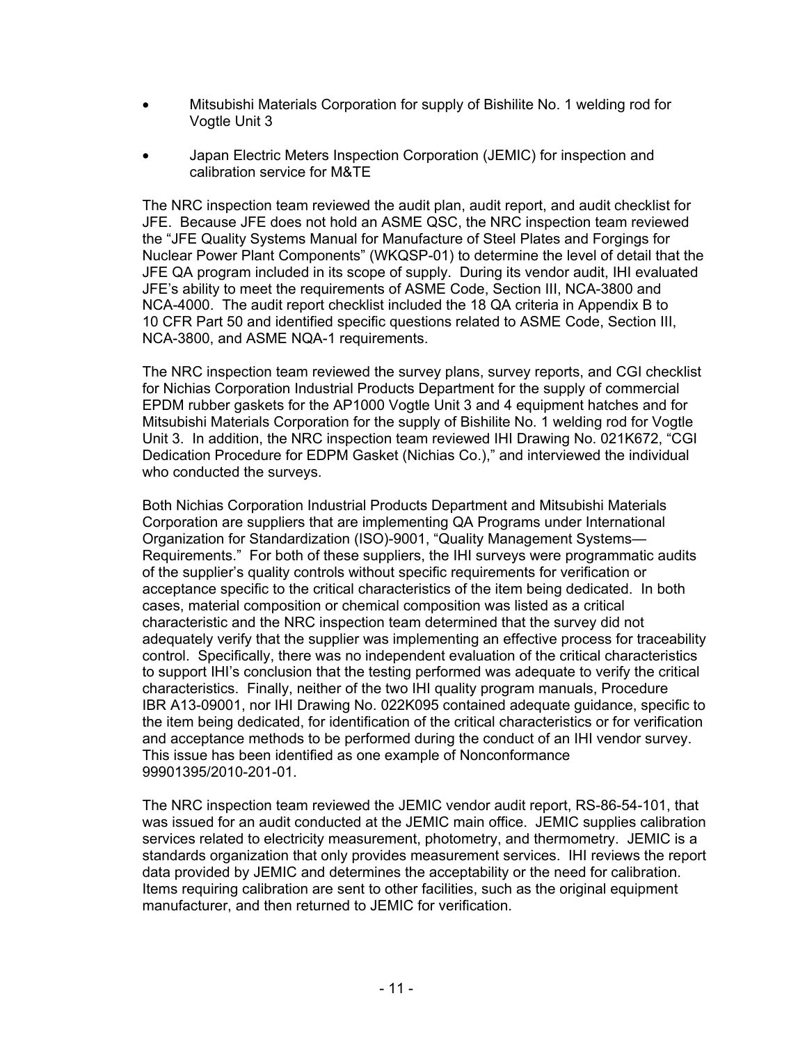- Mitsubishi Materials Corporation for supply of Bishilite No. 1 welding rod for Vogtle Unit 3

- Japan Electric Meters Inspection Corporation (JEMIC) for inspection and calibration service for M&TE

The NRC inspection team reviewed the audit plan, audit report, and audit checklist for JFE. Because JFE does not hold an ASME QSC, the NRC inspection team reviewed the "JFE Quality Systems Manual for Manufacture of Steel Plates and Forgings for Nuclear Power Plant Components" (WKQSP-01) to determine the level of detail that the JFE QA program included in its scope of supply. During its vendor audit, IHI evaluated JFE's ability to meet the requirements of ASME Code, Section III, NCA-3800 and NCA-4000. The audit report checklist included the 18 QA criteria in Appendix B to 10 CFR Part 50 and identified specific questions related to ASME Code, Section III, NCA-3800, and ASME NQA-1 requirements.

The NRC inspection team reviewed the survey plans, survey reports, and CGI checklist for Nichias Corporation Industrial Products Department for the supply of commercial EPDM rubber gaskets for the AP1000 Vogtle Unit 3 and 4 equipment hatches and for Mitsubishi Materials Corporation for the supply of Bishilite No. 1 welding rod for Vogtle Unit 3. In addition, the NRC inspection team reviewed IHI Drawing No. 021K672, "CGI Dedication Procedure for EDPM Gasket (Nichias Co.)," and interviewed the individual who conducted the surveys.

Both Nichias Corporation Industrial Products Department and Mitsubishi Materials Corporation are suppliers that are implementing QA Programs under International Organization for Standardization (ISO)-9001, "Quality Management Systems—Requirements." For both of these suppliers, the IHI surveys were programmatic audits of the supplier's quality controls without specific requirements for verification or acceptance specific to the critical characteristics of the item being dedicated. In both cases, material composition or chemical composition was listed as a critical characteristic and the NRC inspection team determined that the survey did not adequately verify that the supplier was implementing an effective process for traceability control. Specifically, there was no independent evaluation of the critical characteristics to support IHI's conclusion that the testing performed was adequate to verify the critical characteristics. Finally, neither of the two IHI quality program manuals, Procedure IBR A13-09001, nor IHI Drawing No. 022K095 contained adequate guidance, specific to the item being dedicated, for identification of the critical characteristics or for verification and acceptance methods to be performed during the conduct of an IHI vendor survey. This issue has been identified as one example of Nonconformance 99901395/2010-201-01.

The NRC inspection team reviewed the JEMIC vendor audit report, RS-86-54-101, that was issued for an audit conducted at the JEMIC main office. JEMIC supplies calibration services related to electricity measurement, photometry, and thermometry. JEMIC is a standards organization that only provides measurement services. IHI reviews the report data provided by JEMIC and determines the acceptability or the need for calibration. Items requiring calibration are sent to other facilities, such as the original equipment manufacturer, and then returned to JEMIC for verification.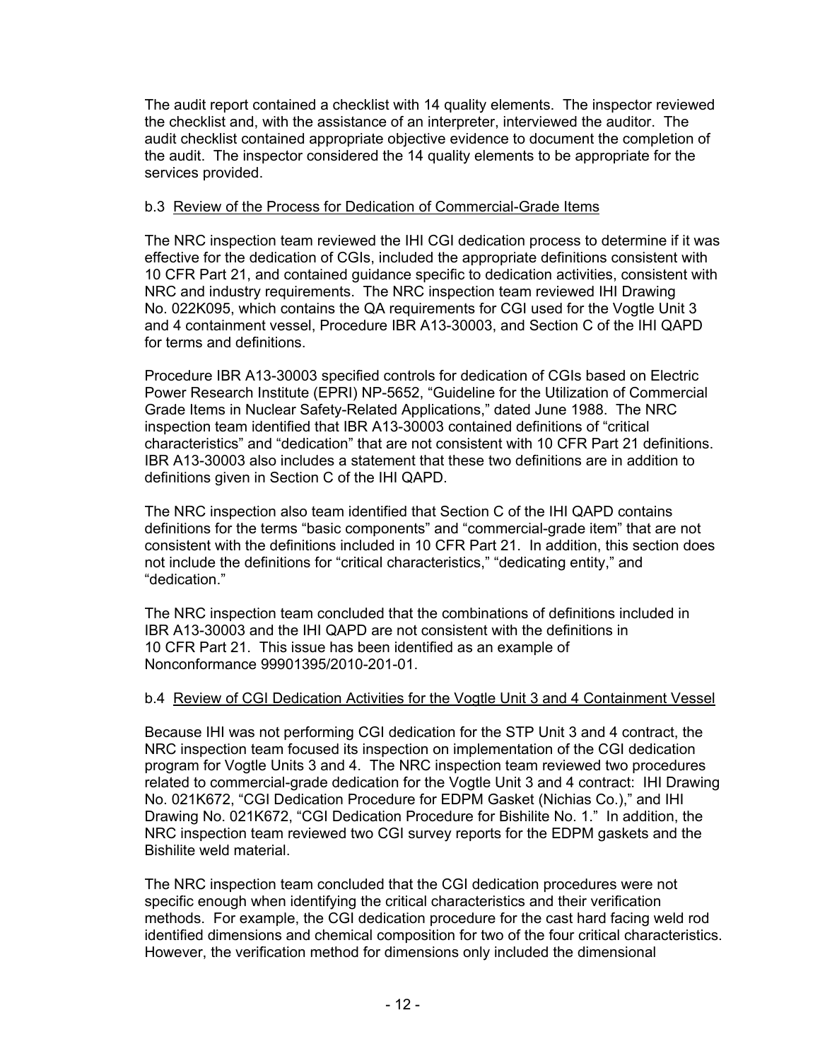The audit report contained a checklist with 14 quality elements. The inspector reviewed the checklist and, with the assistance of an interpreter, interviewed the auditor. The audit checklist contained appropriate objective evidence to document the completion of the audit. The inspector considered the 14 quality elements to be appropriate for the services provided.

b.3 Review of the Process for Dedication of Commercial-Grade Items

The NRC inspection team reviewed the IHI CGI dedication process to determine if it was effective for the dedication of CGIs, included the appropriate definitions consistent with 10 CFR Part 21, and contained guidance specific to dedication activities, consistent with NRC and industry requirements. The NRC inspection team reviewed IHI Drawing No. 022K095, which contains the QA requirements for CGI used for the Vogtle Unit 3 and 4 containment vessel, Procedure IBR A13-30003, and Section C of the IHI QAPD for terms and definitions.

Procedure IBR A13-30003 specified controls for dedication of CGIs based on Electric Power Research Institute (EPRI) NP-5652, "Guideline for the Utilization of Commercial Grade Items in Nuclear Safety-Related Applications," dated June 1988. The NRC inspection team identified that IBR A13-30003 contained definitions of "critical characteristics" and "dedication" that are not consistent with 10 CFR Part 21 definitions. IBR A13-30003 also includes a statement that these two definitions are in addition to definitions given in Section C of the IHI QAPD.

The NRC inspection also team identified that Section C of the IHI QAPD contains definitions for the terms "basic components" and "commercial-grade item" that are not consistent with the definitions included in 10 CFR Part 21. In addition, this section does not include the definitions for "critical characteristics," "dedicating entity," and "dedication."

The NRC inspection team concluded that the combinations of definitions included in IBR A13-30003 and the IHI QAPD are not consistent with the definitions in 10 CFR Part 21. This issue has been identified as an example of Nonconformance 99901395/2010-201-01.

b.4 Review of CGI Dedication Activities for the Vogtle Unit 3 and 4 Containment Vessel

Because IHI was not performing CGI dedication for the STP Unit 3 and 4 contract, the NRC inspection team focused its inspection on implementation of the CGI dedication program for Vogtle Units 3 and 4. The NRC inspection team reviewed two procedures related to commercial-grade dedication for the Vogtle Unit 3 and 4 contract: IHI Drawing No. 021K672, "CGI Dedication Procedure for EDPM Gasket (Nichias Co.)," and IHI Drawing No. 021K672, "CGI Dedication Procedure for Bishilite No. 1." In addition, the NRC inspection team reviewed two CGI survey reports for the EDPM gaskets and the Bishilite weld material.

The NRC inspection team concluded that the CGI dedication procedures were not specific enough when identifying the critical characteristics and their verification methods. For example, the CGI dedication procedure for the cast hard facing weld rod identified dimensions and chemical composition for two of the four critical characteristics. However, the verification method for dimensions only included the dimensional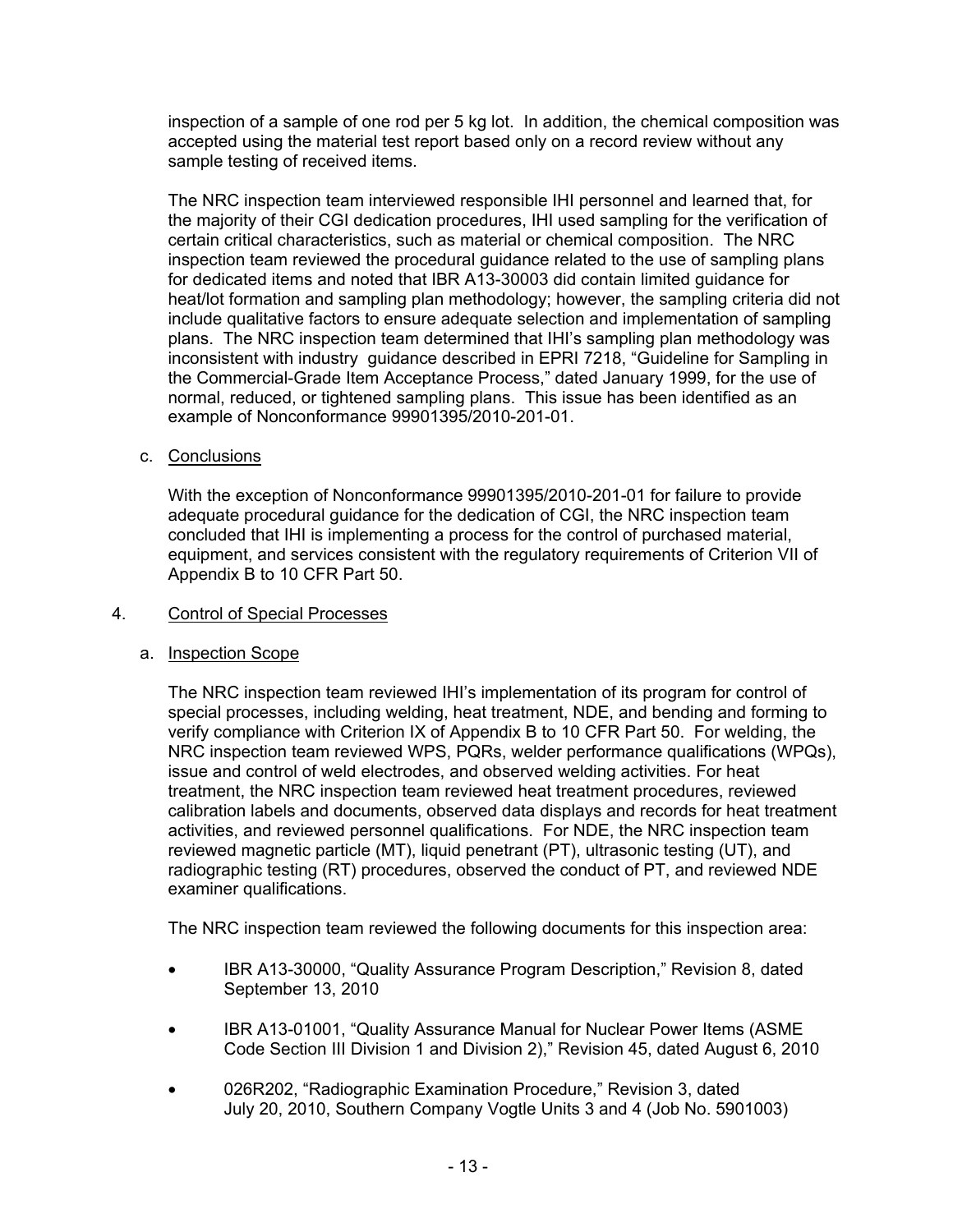inspection of a sample of one rod per 5 kg lot. In addition, the chemical composition was accepted using the material test report based only on a record review without any sample testing of received items.

The NRC inspection team interviewed responsible IHI personnel and learned that, for the majority of their CGI dedication procedures, IHI used sampling for the verification of certain critical characteristics, such as material or chemical composition. The NRC inspection team reviewed the procedural guidance related to the use of sampling plans for dedicated items and noted that IBR A13-30003 did contain limited guidance for heat/lot formation and sampling plan methodology; however, the sampling criteria did not include qualitative factors to ensure adequate selection and implementation of sampling plans. The NRC inspection team determined that IHI's sampling plan methodology was inconsistent with industry guidance described in EPRI 7218, "Guideline for Sampling in the Commercial-Grade Item Acceptance Process," dated January 1999, for the use of normal, reduced, or tightened sampling plans. This issue has been identified as an example of Nonconformance 99901395/2010-201-01.

c. Conclusions

With the exception of Nonconformance 99901395/2010-201-01 for failure to provide adequate procedural guidance for the dedication of CGI, the NRC inspection team concluded that IHI is implementing a process for the control of purchased material, equipment, and services consistent with the regulatory requirements of Criterion VII of Appendix B to 10 CFR Part 50.

## 4. Control of Special Processes

a. Inspection Scope

The NRC inspection team reviewed IHI's implementation of its program for control of special processes, including welding, heat treatment, NDE, and bending and forming to verify compliance with Criterion IX of Appendix B to 10 CFR Part 50. For welding, the NRC inspection team reviewed WPS, PQRs, welder performance qualifications (WPQs), issue and control of weld electrodes, and observed welding activities. For heat treatment, the NRC inspection team reviewed heat treatment procedures, reviewed calibration labels and documents, observed data displays and records for heat treatment activities, and reviewed personnel qualifications. For NDE, the NRC inspection team reviewed magnetic particle (MT), liquid penetrant (PT), ultrasonic testing (UT), and radiographic testing (RT) procedures, observed the conduct of PT, and reviewed NDE examiner qualifications.

The NRC inspection team reviewed the following documents for this inspection area:

- IBR A13-30000, "Quality Assurance Program Description," Revision 8, dated September 13, 2010
- IBR A13-01001, "Quality Assurance Manual for Nuclear Power Items (ASME Code Section III Division 1 and Division 2)," Revision 45, dated August 6, 2010
- 026R202, "Radiographic Examination Procedure," Revision 3, dated July 20, 2010, Southern Company Vogtle Units 3 and 4 (Job No. 5901003)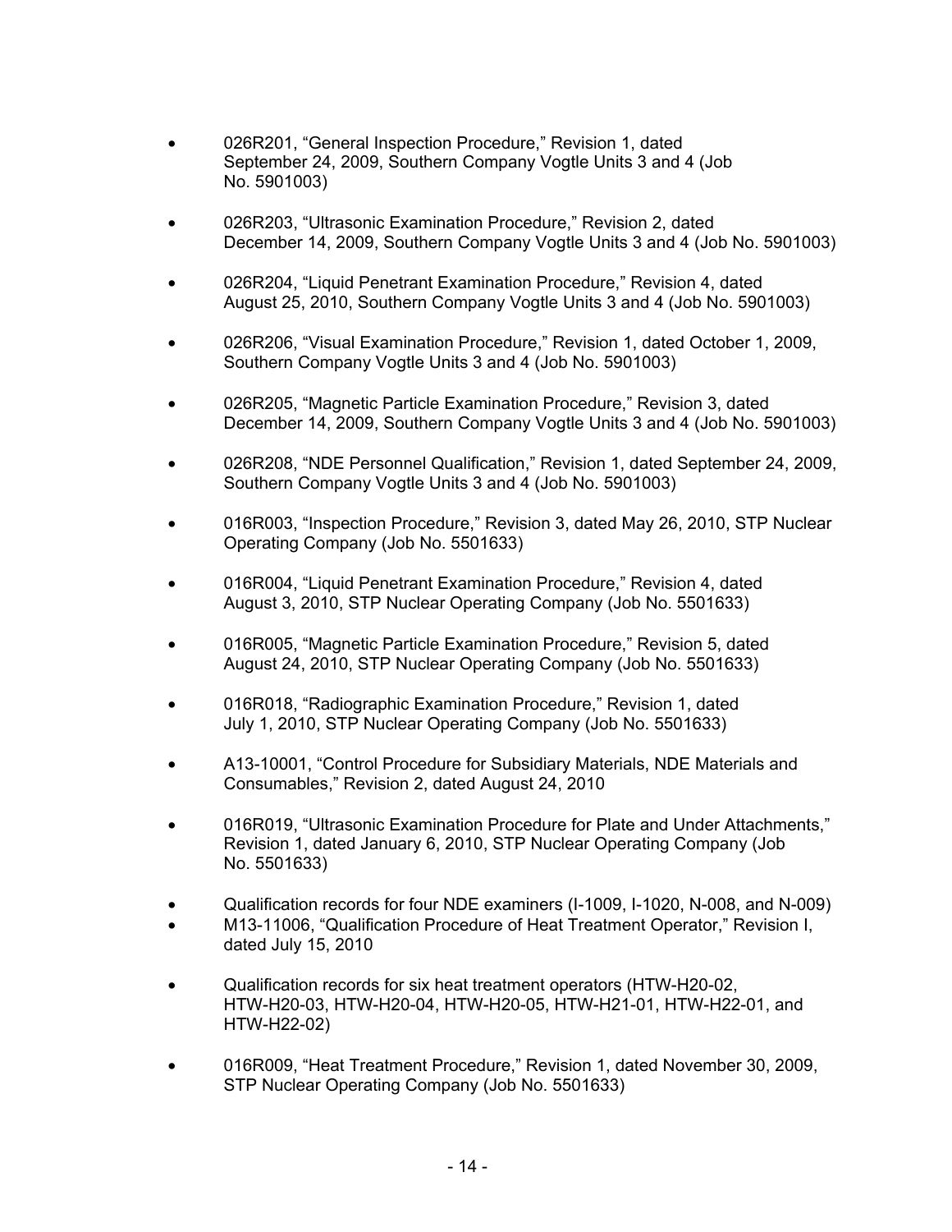- 026R201, "General Inspection Procedure," Revision 1, dated September 24, 2009, Southern Company Vogtle Units 3 and 4 (Job No. 5901003)

- 026R203, "Ultrasonic Examination Procedure," Revision 2, dated December 14, 2009, Southern Company Vogtle Units 3 and 4 (Job No. 5901003)

- 026R204, "Liquid Penetrant Examination Procedure," Revision 4, dated August 25, 2010, Southern Company Vogtle Units 3 and 4 (Job No. 5901003)

- 026R206, "Visual Examination Procedure," Revision 1, dated October 1, 2009, Southern Company Vogtle Units 3 and 4 (Job No. 5901003)

- 026R205, "Magnetic Particle Examination Procedure," Revision 3, dated December 14, 2009, Southern Company Vogtle Units 3 and 4 (Job No. 5901003)

- 026R208, "NDE Personnel Qualification," Revision 1, dated September 24, 2009, Southern Company Vogtle Units 3 and 4 (Job No. 5901003)

- 016R003, "Inspection Procedure," Revision 3, dated May 26, 2010, STP Nuclear Operating Company (Job No. 5501633)

- 016R004, "Liquid Penetrant Examination Procedure," Revision 4, dated August 3, 2010, STP Nuclear Operating Company (Job No. 5501633)

- 016R005, "Magnetic Particle Examination Procedure," Revision 5, dated August 24, 2010, STP Nuclear Operating Company (Job No. 5501633)

- 016R018, "Radiographic Examination Procedure," Revision 1, dated July 1, 2010, STP Nuclear Operating Company (Job No. 5501633)

- A13-10001, "Control Procedure for Subsidiary Materials, NDE Materials and Consumables," Revision 2, dated August 24, 2010

- 016R019, "Ultrasonic Examination Procedure for Plate and Under Attachments," Revision 1, dated January 6, 2010, STP Nuclear Operating Company (Job No. 5501633)

- Qualification records for four NDE examiners (I-1009, I-1020, N-008, and N-009)
- M13-11006, "Qualification Procedure of Heat Treatment Operator," Revision I, dated July 15, 2010

- Qualification records for six heat treatment operators (HTW-H20-02, HTW-H20-03, HTW-H20-04, HTW-H20-05, HTW-H21-01, HTW-H22-01, and HTW-H22-02)

- 016R009, "Heat Treatment Procedure," Revision 1, dated November 30, 2009, STP Nuclear Operating Company (Job No. 5501633)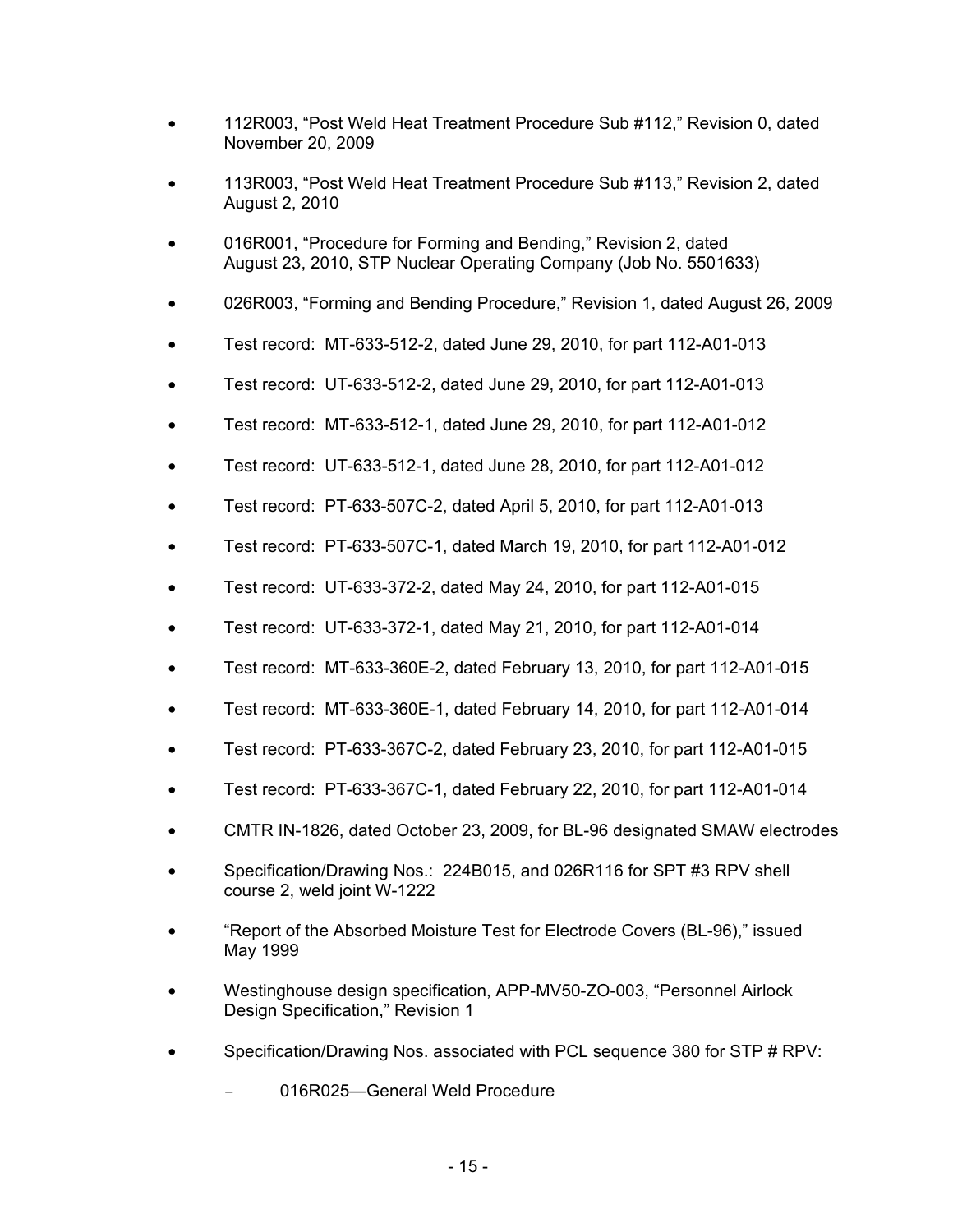- 112R003, “Post Weld Heat Treatment Procedure Sub #112,” Revision 0, dated November 20, 2009
- 113R003, “Post Weld Heat Treatment Procedure Sub #113,” Revision 2, dated August 2, 2010
- 016R001, “Procedure for Forming and Bending,” Revision 2, dated August 23, 2010, STP Nuclear Operating Company (Job No. 5501633)
- 026R003, “Forming and Bending Procedure,” Revision 1, dated August 26, 2009
- Test record: MT-633-512-2, dated June 29, 2010, for part 112-A01-013
- Test record: UT-633-512-2, dated June 29, 2010, for part 112-A01-013
- Test record: MT-633-512-1, dated June 29, 2010, for part 112-A01-012
- Test record: UT-633-512-1, dated June 28, 2010, for part 112-A01-012
- Test record: PT-633-507C-2, dated April 5, 2010, for part 112-A01-013
- Test record: PT-633-507C-1, dated March 19, 2010, for part 112-A01-012
- Test record: UT-633-372-2, dated May 24, 2010, for part 112-A01-015
- Test record: UT-633-372-1, dated May 21, 2010, for part 112-A01-014
- Test record: MT-633-360E-2, dated February 13, 2010, for part 112-A01-015
- Test record: MT-633-360E-1, dated February 14, 2010, for part 112-A01-014
- Test record: PT-633-367C-2, dated February 23, 2010, for part 112-A01-015
- Test record: PT-633-367C-1, dated February 22, 2010, for part 112-A01-014
- CMTR IN-1826, dated October 23, 2009, for BL-96 designated SMAW electrodes
- Specification/Drawing Nos.: 224B015, and 026R116 for SPT #3 RPV shell course 2, weld joint W-1222
- “Report of the Absorbed Moisture Test for Electrode Covers (BL-96),” issued May 1999
- Westinghouse design specification, APP-MV50-ZO-003, “Personnel Airlock Design Specification,” Revision 1
- Specification/Drawing Nos. associated with PCL sequence 380 for STP # RPV:
  - 016R025—General Weld Procedure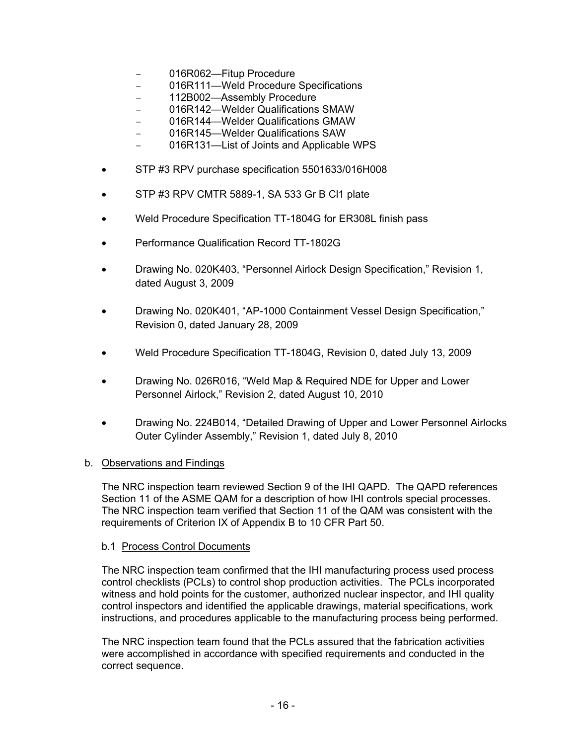- 016R062—Fitup Procedure
  - 016R111—Weld Procedure Specifications
  - 112B002—Assembly Procedure
  - 016R142—Welder Qualifications SMAW
  - 016R144—Welder Qualifications GMAW
  - 016R145—Welder Qualifications SAW
  - 016R131—List of Joints and Applicable WPS

- STP #3 RPV purchase specification 5501633/016H008
- STP #3 RPV CMTR 5889-1, SA 533 Gr B Cl1 plate
- Weld Procedure Specification TT-1804G for ER308L finish pass
- Performance Qualification Record TT-1802G
- Drawing No. 020K403, "Personnel Airlock Design Specification," Revision 1, dated August 3, 2009
- Drawing No. 020K401, "AP-1000 Containment Vessel Design Specification," Revision 0, dated January 28, 2009
- Weld Procedure Specification TT-1804G, Revision 0, dated July 13, 2009
- Drawing No. 026R016, "Weld Map & Required NDE for Upper and Lower Personnel Airlock," Revision 2, dated August 10, 2010
- Drawing No. 224B014, "Detailed Drawing of Upper and Lower Personnel Airlocks Outer Cylinder Assembly," Revision 1, dated July 8, 2010

b. Observations and Findings

The NRC inspection team reviewed Section 9 of the IHI QAPD. The QAPD references Section 11 of the ASME QAM for a description of how IHI controls special processes. The NRC inspection team verified that Section 11 of the QAM was consistent with the requirements of Criterion IX of Appendix B to 10 CFR Part 50.

b.1 Process Control Documents

The NRC inspection team confirmed that the IHI manufacturing process used process control checklists (PCLs) to control shop production activities. The PCLs incorporated witness and hold points for the customer, authorized nuclear inspector, and IHI quality control inspectors and identified the applicable drawings, material specifications, work instructions, and procedures applicable to the manufacturing process being performed.

The NRC inspection team found that the PCLs assured that the fabrication activities were accomplished in accordance with specified requirements and conducted in the correct sequence.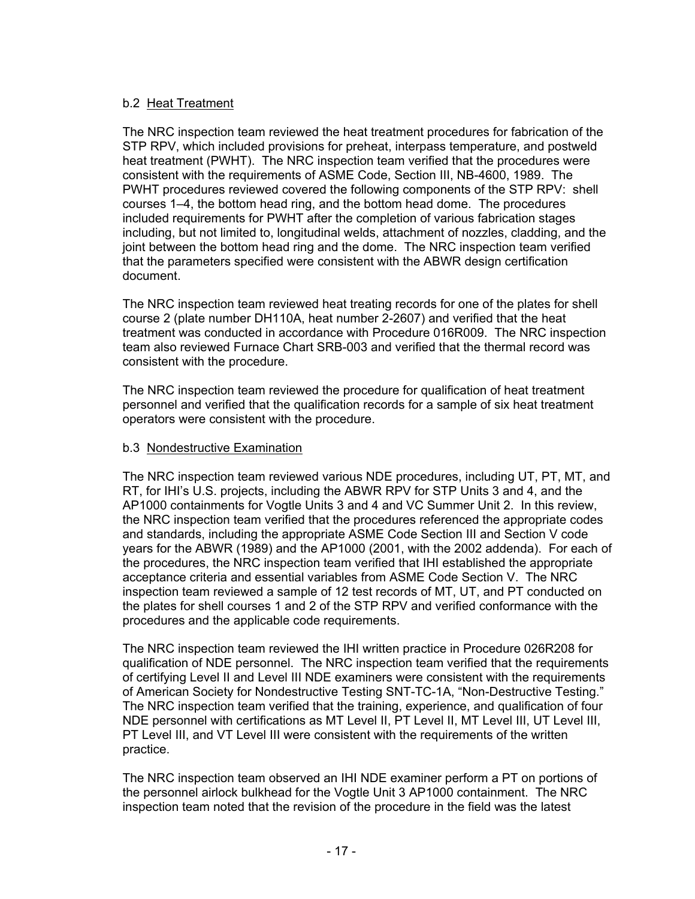b.2 <u>Heat Treatment</u>

The NRC inspection team reviewed the heat treatment procedures for fabrication of the STP RPV, which included provisions for preheat, interpass temperature, and postweld heat treatment (PWHT). The NRC inspection team verified that the procedures were consistent with the requirements of ASME Code, Section III, NB-4600, 1989. The PWHT procedures reviewed covered the following components of the STP RPV: shell courses 1–4, the bottom head ring, and the bottom head dome. The procedures included requirements for PWHT after the completion of various fabrication stages including, but not limited to, longitudinal welds, attachment of nozzles, cladding, and the joint between the bottom head ring and the dome. The NRC inspection team verified that the parameters specified were consistent with the ABWR design certification document.

The NRC inspection team reviewed heat treating records for one of the plates for shell course 2 (plate number DH110A, heat number 2-2607) and verified that the heat treatment was conducted in accordance with Procedure 016R009. The NRC inspection team also reviewed Furnace Chart SRB-003 and verified that the thermal record was consistent with the procedure.

The NRC inspection team reviewed the procedure for qualification of heat treatment personnel and verified that the qualification records for a sample of six heat treatment operators were consistent with the procedure.

b.3 <u>Nondestructive Examination</u>

The NRC inspection team reviewed various NDE procedures, including UT, PT, MT, and RT, for IHI's U.S. projects, including the ABWR RPV for STP Units 3 and 4, and the AP1000 containments for Vogtle Units 3 and 4 and VC Summer Unit 2. In this review, the NRC inspection team verified that the procedures referenced the appropriate codes and standards, including the appropriate ASME Code Section III and Section V code years for the ABWR (1989) and the AP1000 (2001, with the 2002 addenda). For each of the procedures, the NRC inspection team verified that IHI established the appropriate acceptance criteria and essential variables from ASME Code Section V. The NRC inspection team reviewed a sample of 12 test records of MT, UT, and PT conducted on the plates for shell courses 1 and 2 of the STP RPV and verified conformance with the procedures and the applicable code requirements.

The NRC inspection team reviewed the IHI written practice in Procedure 026R208 for qualification of NDE personnel. The NRC inspection team verified that the requirements of certifying Level II and Level III NDE examiners were consistent with the requirements of American Society for Nondestructive Testing SNT-TC-1A, "Non-Destructive Testing." The NRC inspection team verified that the training, experience, and qualification of four NDE personnel with certifications as MT Level II, PT Level II, MT Level III, UT Level III, PT Level III, and VT Level III were consistent with the requirements of the written practice.

The NRC inspection team observed an IHI NDE examiner perform a PT on portions of the personnel airlock bulkhead for the Vogtle Unit 3 AP1000 containment. The NRC inspection team noted that the revision of the procedure in the field was the latest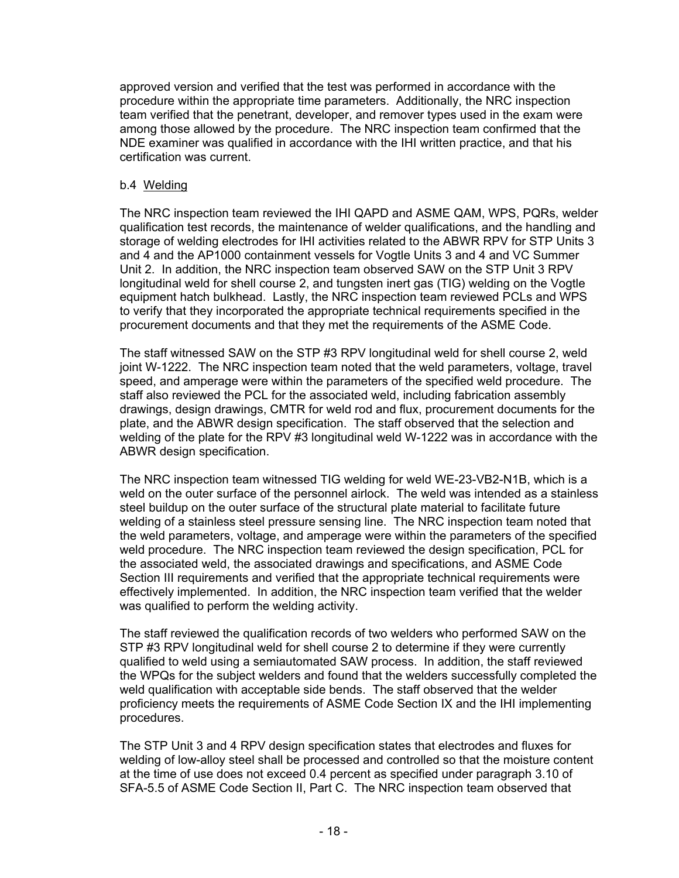approved version and verified that the test was performed in accordance with the procedure within the appropriate time parameters. Additionally, the NRC inspection team verified that the penetrant, developer, and remover types used in the exam were among those allowed by the procedure. The NRC inspection team confirmed that the NDE examiner was qualified in accordance with the IHI written practice, and that his certification was current.

b.4 Welding

The NRC inspection team reviewed the IHI QAPD and ASME QAM, WPS, PQRs, welder qualification test records, the maintenance of welder qualifications, and the handling and storage of welding electrodes for IHI activities related to the ABWR RPV for STP Units 3 and 4 and the AP1000 containment vessels for Vogtle Units 3 and 4 and VC Summer Unit 2. In addition, the NRC inspection team observed SAW on the STP Unit 3 RPV longitudinal weld for shell course 2, and tungsten inert gas (TIG) welding on the Vogtle equipment hatch bulkhead. Lastly, the NRC inspection team reviewed PCLs and WPS to verify that they incorporated the appropriate technical requirements specified in the procurement documents and that they met the requirements of the ASME Code.

The staff witnessed SAW on the STP #3 RPV longitudinal weld for shell course 2, weld joint W-1222. The NRC inspection team noted that the weld parameters, voltage, travel speed, and amperage were within the parameters of the specified weld procedure. The staff also reviewed the PCL for the associated weld, including fabrication assembly drawings, design drawings, CMTR for weld rod and flux, procurement documents for the plate, and the ABWR design specification. The staff observed that the selection and welding of the plate for the RPV #3 longitudinal weld W-1222 was in accordance with the ABWR design specification.

The NRC inspection team witnessed TIG welding for weld WE-23-VB2-N1B, which is a weld on the outer surface of the personnel airlock. The weld was intended as a stainless steel buildup on the outer surface of the structural plate material to facilitate future welding of a stainless steel pressure sensing line. The NRC inspection team noted that the weld parameters, voltage, and amperage were within the parameters of the specified weld procedure. The NRC inspection team reviewed the design specification, PCL for the associated weld, the associated drawings and specifications, and ASME Code Section III requirements and verified that the appropriate technical requirements were effectively implemented. In addition, the NRC inspection team verified that the welder was qualified to perform the welding activity.

The staff reviewed the qualification records of two welders who performed SAW on the STP #3 RPV longitudinal weld for shell course 2 to determine if they were currently qualified to weld using a semiautomated SAW process. In addition, the staff reviewed the WPQs for the subject welders and found that the welders successfully completed the weld qualification with acceptable side bends. The staff observed that the welder proficiency meets the requirements of ASME Code Section IX and the IHI implementing procedures.

The STP Unit 3 and 4 RPV design specification states that electrodes and fluxes for welding of low-alloy steel shall be processed and controlled so that the moisture content at the time of use does not exceed 0.4 percent as specified under paragraph 3.10 of SFA-5.5 of ASME Code Section II, Part C. The NRC inspection team observed that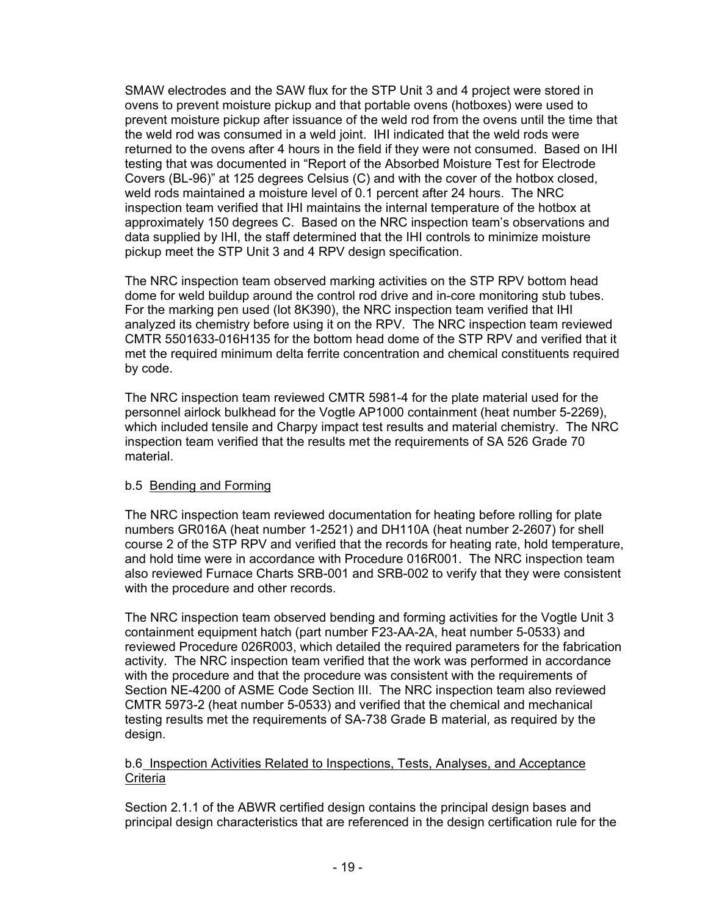SMAW electrodes and the SAW flux for the STP Unit 3 and 4 project were stored in ovens to prevent moisture pickup and that portable ovens (hotboxes) were used to prevent moisture pickup after issuance of the weld rod from the ovens until the time that the weld rod was consumed in a weld joint. IHI indicated that the weld rods were returned to the ovens after 4 hours in the field if they were not consumed. Based on IHI testing that was documented in "Report of the Absorbed Moisture Test for Electrode Covers (BL-96)" at 125 degrees Celsius (C) and with the cover of the hotbox closed, weld rods maintained a moisture level of 0.1 percent after 24 hours. The NRC inspection team verified that IHI maintains the internal temperature of the hotbox at approximately 150 degrees C. Based on the NRC inspection team's observations and data supplied by IHI, the staff determined that the IHI controls to minimize moisture pickup meet the STP Unit 3 and 4 RPV design specification.

The NRC inspection team observed marking activities on the STP RPV bottom head dome for weld buildup around the control rod drive and in-core monitoring stub tubes. For the marking pen used (lot 8K390), the NRC inspection team verified that IHI analyzed its chemistry before using it on the RPV. The NRC inspection team reviewed CMTR 5501633-016H135 for the bottom head dome of the STP RPV and verified that it met the required minimum delta ferrite concentration and chemical constituents required by code.

The NRC inspection team reviewed CMTR 5981-4 for the plate material used for the personnel airlock bulkhead for the Vogtle AP1000 containment (heat number 5-2269), which included tensile and Charpy impact test results and material chemistry. The NRC inspection team verified that the results met the requirements of SA 526 Grade 70 material.

b.5 Bending and Forming

The NRC inspection team reviewed documentation for heating before rolling for plate numbers GR016A (heat number 1-2521) and DH110A (heat number 2-2607) for shell course 2 of the STP RPV and verified that the records for heating rate, hold temperature, and hold time were in accordance with Procedure 016R001. The NRC inspection team also reviewed Furnace Charts SRB-001 and SRB-002 to verify that they were consistent with the procedure and other records.

The NRC inspection team observed bending and forming activities for the Vogtle Unit 3 containment equipment hatch (part number F23-AA-2A, heat number 5-0533) and reviewed Procedure 026R003, which detailed the required parameters for the fabrication activity. The NRC inspection team verified that the work was performed in accordance with the procedure and that the procedure was consistent with the requirements of Section NE-4200 of ASME Code Section III. The NRC inspection team also reviewed CMTR 5973-2 (heat number 5-0533) and verified that the chemical and mechanical testing results met the requirements of SA-738 Grade B material, as required by the design.

b.6 Inspection Activities Related to Inspections, Tests, Analyses, and Acceptance Criteria

Section 2.1.1 of the ABWR certified design contains the principal design bases and principal design characteristics that are referenced in the design certification rule for the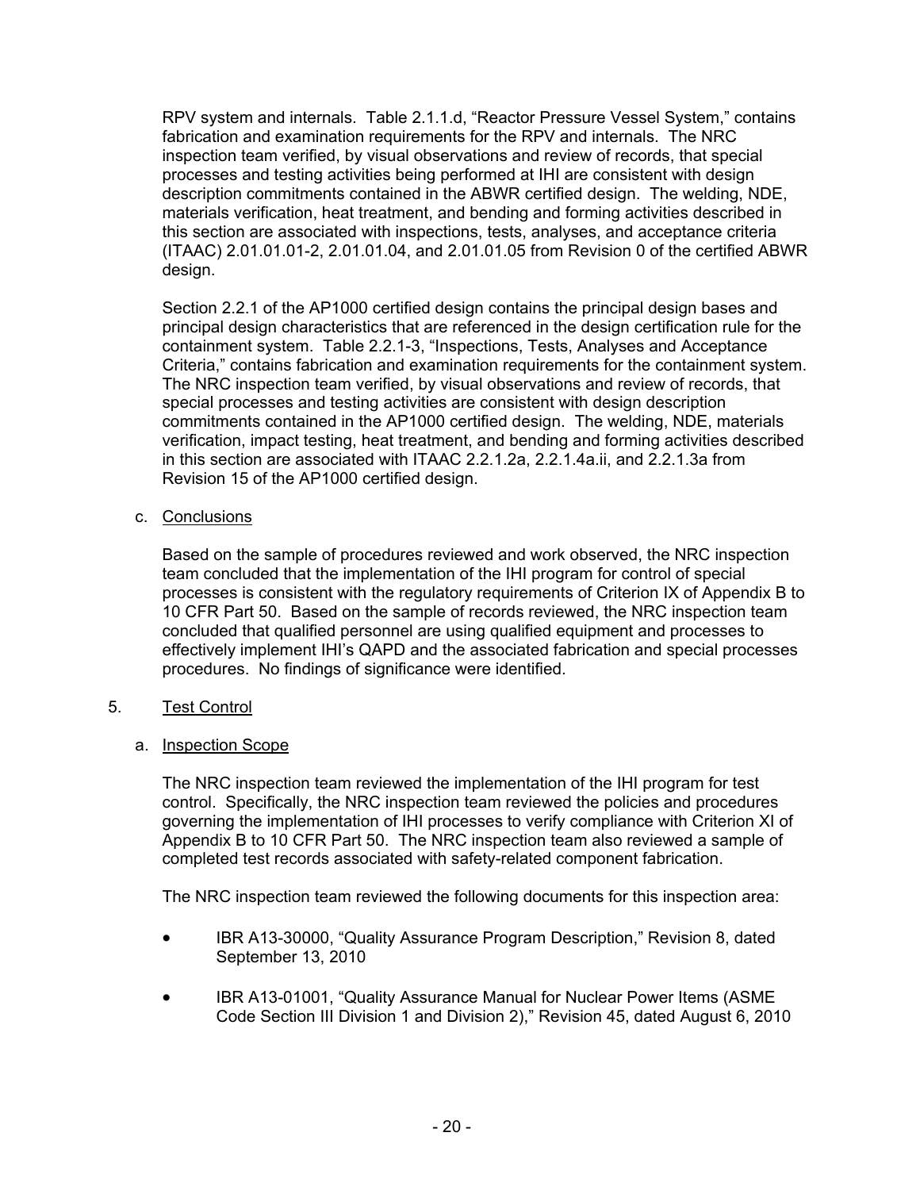RPV system and internals. Table 2.1.1.d, "Reactor Pressure Vessel System," contains fabrication and examination requirements for the RPV and internals. The NRC inspection team verified, by visual observations and review of records, that special processes and testing activities being performed at IHI are consistent with design description commitments contained in the ABWR certified design. The welding, NDE, materials verification, heat treatment, and bending and forming activities described in this section are associated with inspections, tests, analyses, and acceptance criteria (ITAAC) 2.01.01.01-2, 2.01.01.04, and 2.01.01.05 from Revision 0 of the certified ABWR design.

Section 2.2.1 of the AP1000 certified design contains the principal design bases and principal design characteristics that are referenced in the design certification rule for the containment system. Table 2.2.1-3, "Inspections, Tests, Analyses and Acceptance Criteria," contains fabrication and examination requirements for the containment system. The NRC inspection team verified, by visual observations and review of records, that special processes and testing activities are consistent with design description commitments contained in the AP1000 certified design. The welding, NDE, materials verification, impact testing, heat treatment, and bending and forming activities described in this section are associated with ITAAC 2.2.1.2a, 2.2.1.4a.ii, and 2.2.1.3a from Revision 15 of the AP1000 certified design.

c. Conclusions

Based on the sample of procedures reviewed and work observed, the NRC inspection team concluded that the implementation of the IHI program for control of special processes is consistent with the regulatory requirements of Criterion IX of Appendix B to 10 CFR Part 50. Based on the sample of records reviewed, the NRC inspection team concluded that qualified personnel are using qualified equipment and processes to effectively implement IHI's QAPD and the associated fabrication and special processes procedures. No findings of significance were identified.

5. Test Control

a. Inspection Scope

The NRC inspection team reviewed the implementation of the IHI program for test control. Specifically, the NRC inspection team reviewed the policies and procedures governing the implementation of IHI processes to verify compliance with Criterion XI of Appendix B to 10 CFR Part 50. The NRC inspection team also reviewed a sample of completed test records associated with safety-related component fabrication.

The NRC inspection team reviewed the following documents for this inspection area:

- IBR A13-30000, "Quality Assurance Program Description," Revision 8, dated September 13, 2010
- IBR A13-01001, "Quality Assurance Manual for Nuclear Power Items (ASME Code Section III Division 1 and Division 2)," Revision 45, dated August 6, 2010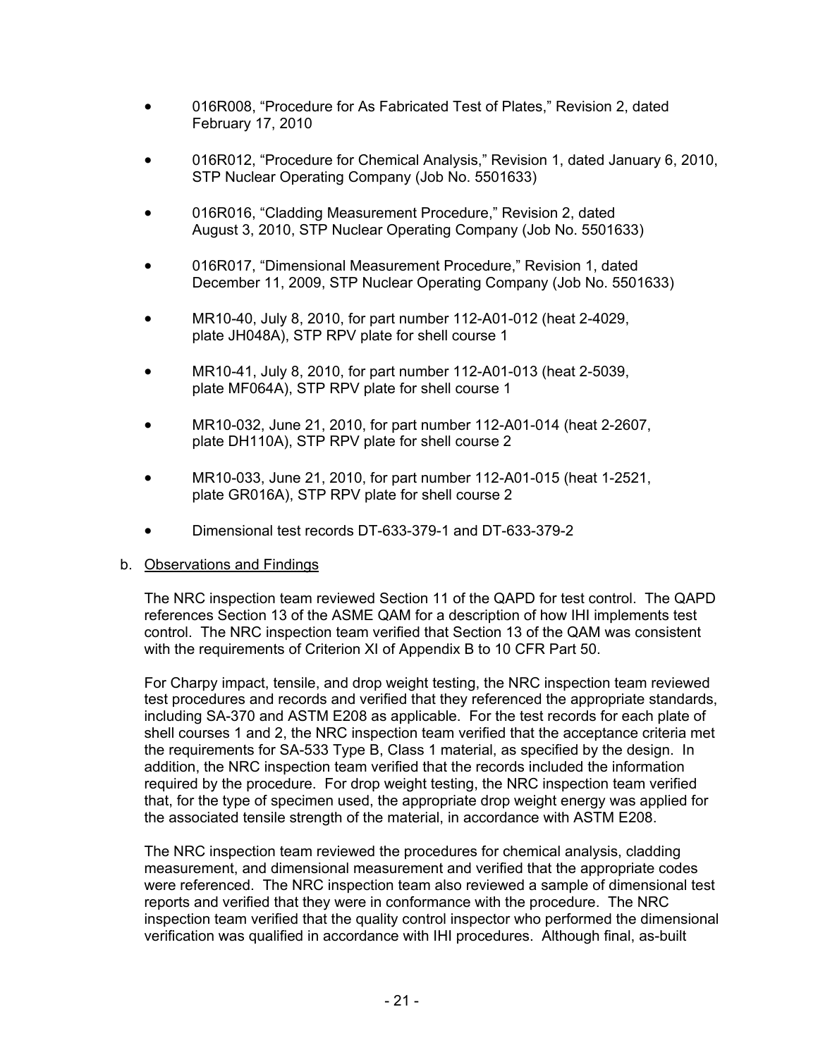- 016R008, “Procedure for As Fabricated Test of Plates,” Revision 2, dated February 17, 2010
- 016R012, “Procedure for Chemical Analysis,” Revision 1, dated January 6, 2010, STP Nuclear Operating Company (Job No. 5501633)
- 016R016, “Cladding Measurement Procedure,” Revision 2, dated August 3, 2010, STP Nuclear Operating Company (Job No. 5501633)
- 016R017, “Dimensional Measurement Procedure,” Revision 1, dated December 11, 2009, STP Nuclear Operating Company (Job No. 5501633)
- MR10-40, July 8, 2010, for part number 112-A01-012 (heat 2-4029, plate JH048A), STP RPV plate for shell course 1
- MR10-41, July 8, 2010, for part number 112-A01-013 (heat 2-5039, plate MF064A), STP RPV plate for shell course 1
- MR10-032, June 21, 2010, for part number 112-A01-014 (heat 2-2607, plate DH110A), STP RPV plate for shell course 2
- MR10-033, June 21, 2010, for part number 112-A01-015 (heat 1-2521, plate GR016A), STP RPV plate for shell course 2
- Dimensional test records DT-633-379-1 and DT-633-379-2

b. Observations and Findings

The NRC inspection team reviewed Section 11 of the QAPD for test control. The QAPD references Section 13 of the ASME QAM for a description of how IHI implements test control. The NRC inspection team verified that Section 13 of the QAM was consistent with the requirements of Criterion XI of Appendix B to 10 CFR Part 50.

For Charpy impact, tensile, and drop weight testing, the NRC inspection team reviewed test procedures and records and verified that they referenced the appropriate standards, including SA-370 and ASTM E208 as applicable. For the test records for each plate of shell courses 1 and 2, the NRC inspection team verified that the acceptance criteria met the requirements for SA-533 Type B, Class 1 material, as specified by the design. In addition, the NRC inspection team verified that the records included the information required by the procedure. For drop weight testing, the NRC inspection team verified that, for the type of specimen used, the appropriate drop weight energy was applied for the associated tensile strength of the material, in accordance with ASTM E208.

The NRC inspection team reviewed the procedures for chemical analysis, cladding measurement, and dimensional measurement and verified that the appropriate codes were referenced. The NRC inspection team also reviewed a sample of dimensional test reports and verified that they were in conformance with the procedure. The NRC inspection team verified that the quality control inspector who performed the dimensional verification was qualified in accordance with IHI procedures. Although final, as-built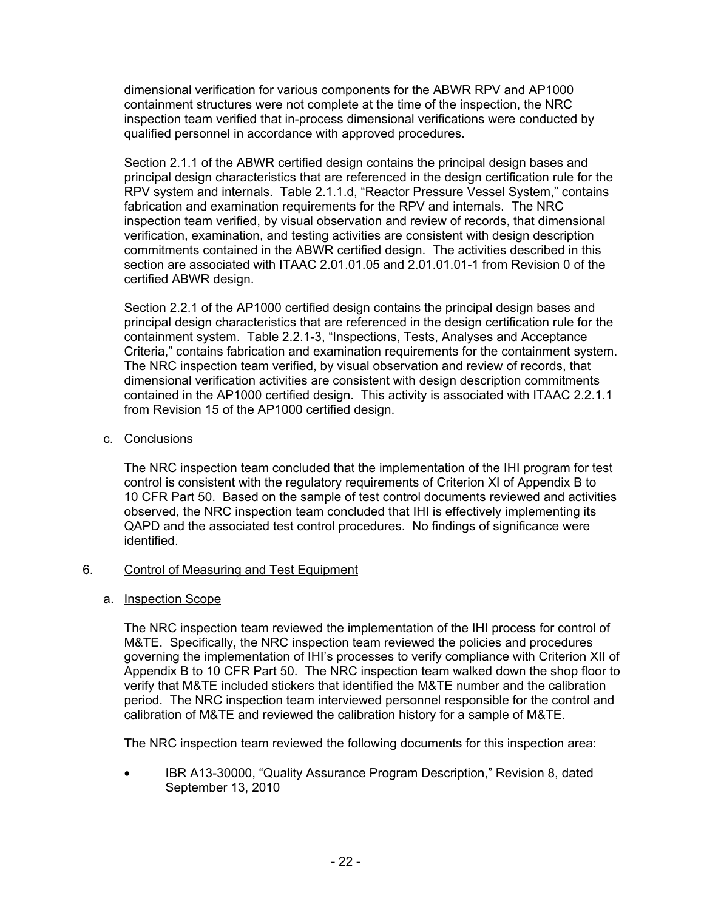dimensional verification for various components for the ABWR RPV and AP1000 containment structures were not complete at the time of the inspection, the NRC inspection team verified that in-process dimensional verifications were conducted by qualified personnel in accordance with approved procedures.

Section 2.1.1 of the ABWR certified design contains the principal design bases and principal design characteristics that are referenced in the design certification rule for the RPV system and internals. Table 2.1.1.d, "Reactor Pressure Vessel System," contains fabrication and examination requirements for the RPV and internals. The NRC inspection team verified, by visual observation and review of records, that dimensional verification, examination, and testing activities are consistent with design description commitments contained in the ABWR certified design. The activities described in this section are associated with ITAAC 2.01.01.05 and 2.01.01.01-1 from Revision 0 of the certified ABWR design.

Section 2.2.1 of the AP1000 certified design contains the principal design bases and principal design characteristics that are referenced in the design certification rule for the containment system. Table 2.2.1-3, "Inspections, Tests, Analyses and Acceptance Criteria," contains fabrication and examination requirements for the containment system. The NRC inspection team verified, by visual observation and review of records, that dimensional verification activities are consistent with design description commitments contained in the AP1000 certified design. This activity is associated with ITAAC 2.2.1.1 from Revision 15 of the AP1000 certified design.

c. Conclusions

The NRC inspection team concluded that the implementation of the IHI program for test control is consistent with the regulatory requirements of Criterion XI of Appendix B to 10 CFR Part 50. Based on the sample of test control documents reviewed and activities observed, the NRC inspection team concluded that IHI is effectively implementing its QAPD and the associated test control procedures. No findings of significance were identified.

## 6. Control of Measuring and Test Equipment

a. Inspection Scope

The NRC inspection team reviewed the implementation of the IHI process for control of M&TE. Specifically, the NRC inspection team reviewed the policies and procedures governing the implementation of IHI's processes to verify compliance with Criterion XII of Appendix B to 10 CFR Part 50. The NRC inspection team walked down the shop floor to verify that M&TE included stickers that identified the M&TE number and the calibration period. The NRC inspection team interviewed personnel responsible for the control and calibration of M&TE and reviewed the calibration history for a sample of M&TE.

The NRC inspection team reviewed the following documents for this inspection area:

- IBR A13-30000, "Quality Assurance Program Description," Revision 8, dated September 13, 2010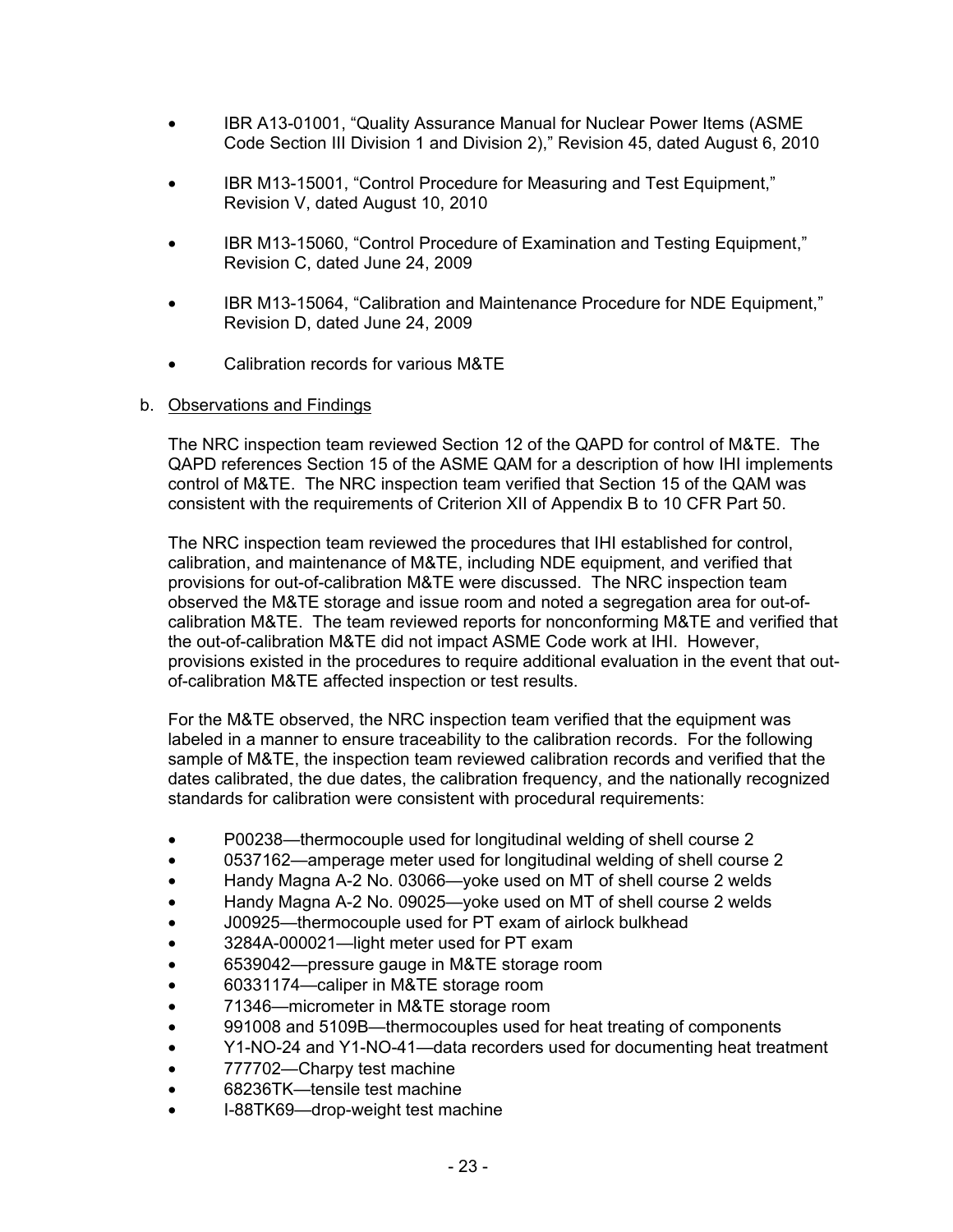- IBR A13-01001, “Quality Assurance Manual for Nuclear Power Items (ASME Code Section III Division 1 and Division 2),” Revision 45, dated August 6, 2010
- IBR M13-15001, “Control Procedure for Measuring and Test Equipment,” Revision V, dated August 10, 2010
- IBR M13-15060, “Control Procedure of Examination and Testing Equipment,” Revision C, dated June 24, 2009
- IBR M13-15064, “Calibration and Maintenance Procedure for NDE Equipment,” Revision D, dated June 24, 2009
- Calibration records for various M&TE

b. Observations and Findings

The NRC inspection team reviewed Section 12 of the QAPD for control of M&TE. The QAPD references Section 15 of the ASME QAM for a description of how IHI implements control of M&TE. The NRC inspection team verified that Section 15 of the QAM was consistent with the requirements of Criterion XII of Appendix B to 10 CFR Part 50.

The NRC inspection team reviewed the procedures that IHI established for control, calibration, and maintenance of M&TE, including NDE equipment, and verified that provisions for out-of-calibration M&TE were discussed. The NRC inspection team observed the M&TE storage and issue room and noted a segregation area for out-of-calibration M&TE. The team reviewed reports for nonconforming M&TE and verified that the out-of-calibration M&TE did not impact ASME Code work at IHI. However, provisions existed in the procedures to require additional evaluation in the event that out-of-calibration M&TE affected inspection or test results.

For the M&TE observed, the NRC inspection team verified that the equipment was labeled in a manner to ensure traceability to the calibration records. For the following sample of M&TE, the inspection team reviewed calibration records and verified that the dates calibrated, the due dates, the calibration frequency, and the nationally recognized standards for calibration were consistent with procedural requirements:

- P00238—thermocouple used for longitudinal welding of shell course 2
- 0537162—amperage meter used for longitudinal welding of shell course 2
- Handy Magna A-2 No. 03066—yoke used on MT of shell course 2 welds
- Handy Magna A-2 No. 09025—yoke used on MT of shell course 2 welds
- J00925—thermocouple used for PT exam of airlock bulkhead
- 3284A-000021—light meter used for PT exam
- 6539042—pressure gauge in M&TE storage room
- 60331174—caliper in M&TE storage room
- 71346—micrometer in M&TE storage room
- 991008 and 5109B—thermocouples used for heat treating of components
- Y1-NO-24 and Y1-NO-41—data recorders used for documenting heat treatment
- 777702—Charpy test machine
- 68236TK—tensile test machine
- I-88TK69—drop-weight test machine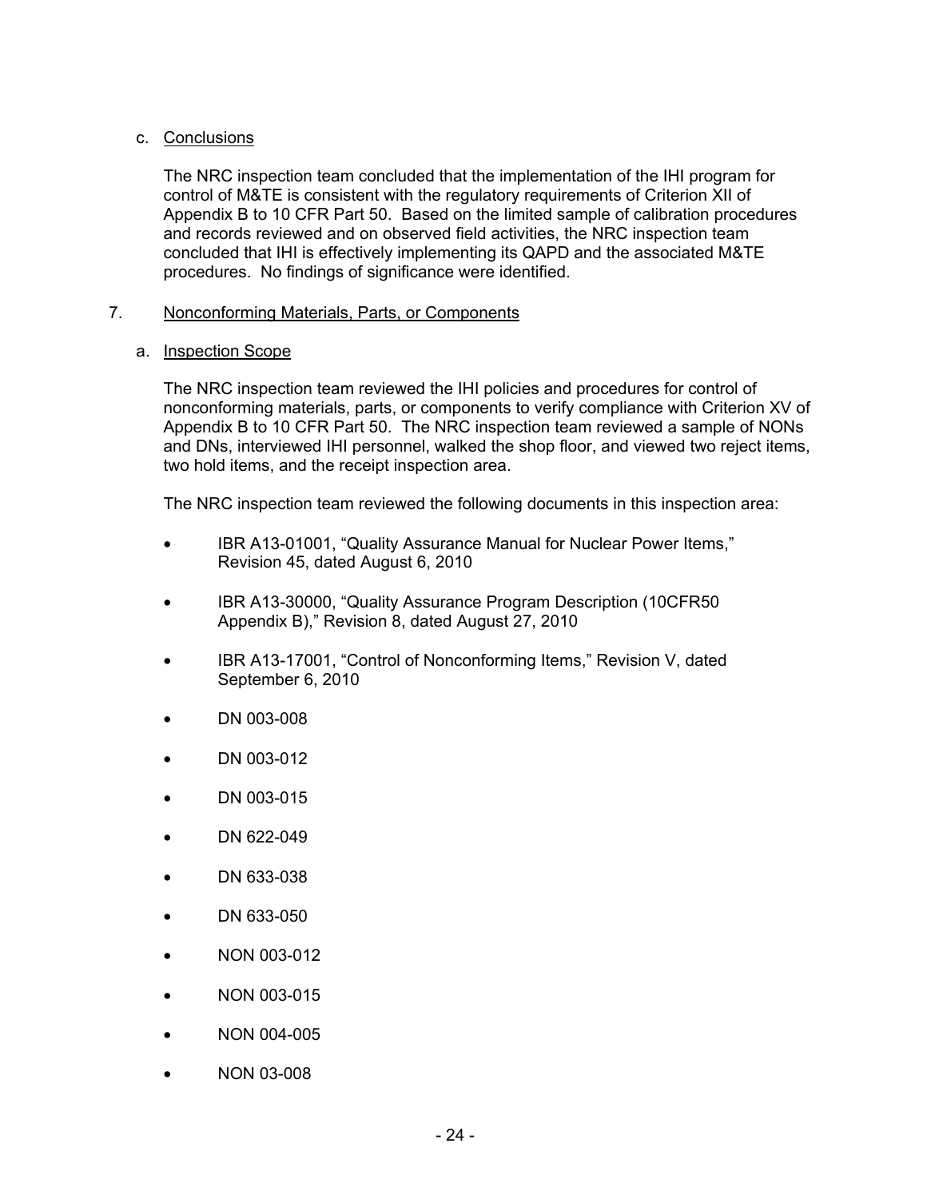c. Conclusions

The NRC inspection team concluded that the implementation of the IHI program for control of M&TE is consistent with the regulatory requirements of Criterion XII of Appendix B to 10 CFR Part 50. Based on the limited sample of calibration procedures and records reviewed and on observed field activities, the NRC inspection team concluded that IHI is effectively implementing its QAPD and the associated M&TE procedures. No findings of significance were identified.

7. Nonconforming Materials, Parts, or Components

a. Inspection Scope

The NRC inspection team reviewed the IHI policies and procedures for control of nonconforming materials, parts, or components to verify compliance with Criterion XV of Appendix B to 10 CFR Part 50. The NRC inspection team reviewed a sample of NONs and DNs, interviewed IHI personnel, walked the shop floor, and viewed two reject items, two hold items, and the receipt inspection area.

The NRC inspection team reviewed the following documents in this inspection area:

- IBR A13-01001, "Quality Assurance Manual for Nuclear Power Items," Revision 45, dated August 6, 2010
- IBR A13-30000, "Quality Assurance Program Description (10CFR50 Appendix B)," Revision 8, dated August 27, 2010
- IBR A13-17001, "Control of Nonconforming Items," Revision V, dated September 6, 2010
- DN 003-008
- DN 003-012
- DN 003-015
- DN 622-049
- DN 633-038
- DN 633-050
- NON 003-012
- NON 003-015
- NON 004-005
- NON 03-008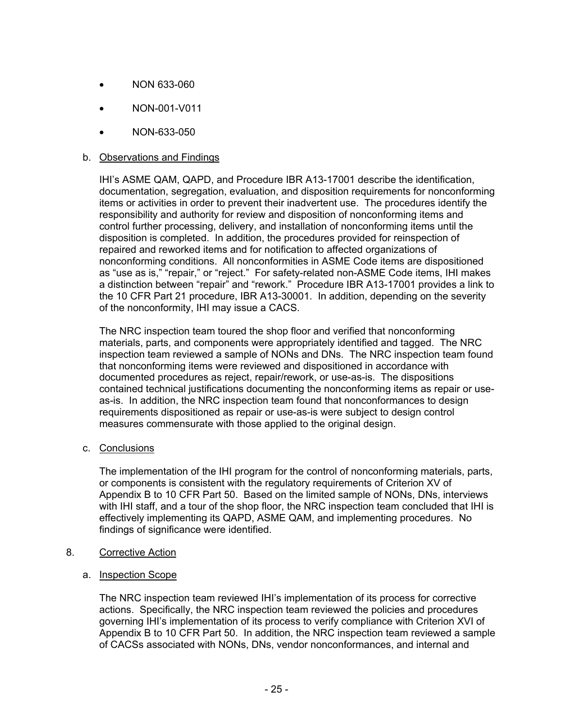- NON 633-060
- NON-001-V011
- NON-633-050

b. Observations and Findings

IHI's ASME QAM, QAPD, and Procedure IBR A13-17001 describe the identification, documentation, segregation, evaluation, and disposition requirements for nonconforming items or activities in order to prevent their inadvertent use. The procedures identify the responsibility and authority for review and disposition of nonconforming items and control further processing, delivery, and installation of nonconforming items until the disposition is completed. In addition, the procedures provided for reinspection of repaired and reworked items and for notification to affected organizations of nonconforming conditions. All nonconformities in ASME Code items are dispositioned as "use as is," "repair," or "reject." For safety-related non-ASME Code items, IHI makes a distinction between "repair" and "rework." Procedure IBR A13-17001 provides a link to the 10 CFR Part 21 procedure, IBR A13-30001. In addition, depending on the severity of the nonconformity, IHI may issue a CACS.

The NRC inspection team toured the shop floor and verified that nonconforming materials, parts, and components were appropriately identified and tagged. The NRC inspection team reviewed a sample of NONs and DNs. The NRC inspection team found that nonconforming items were reviewed and dispositioned in accordance with documented procedures as reject, repair/rework, or use-as-is. The dispositions contained technical justifications documenting the nonconforming items as repair or use-as-is. In addition, the NRC inspection team found that nonconformances to design requirements dispositioned as repair or use-as-is were subject to design control measures commensurate with those applied to the original design.

c. Conclusions

The implementation of the IHI program for the control of nonconforming materials, parts, or components is consistent with the regulatory requirements of Criterion XV of Appendix B to 10 CFR Part 50. Based on the limited sample of NONs, DNs, interviews with IHI staff, and a tour of the shop floor, the NRC inspection team concluded that IHI is effectively implementing its QAPD, ASME QAM, and implementing procedures. No findings of significance were identified.

8. Corrective Action

a. Inspection Scope

The NRC inspection team reviewed IHI's implementation of its process for corrective actions. Specifically, the NRC inspection team reviewed the policies and procedures governing IHI's implementation of its process to verify compliance with Criterion XVI of Appendix B to 10 CFR Part 50. In addition, the NRC inspection team reviewed a sample of CACSs associated with NONs, DNs, vendor nonconformances, and internal and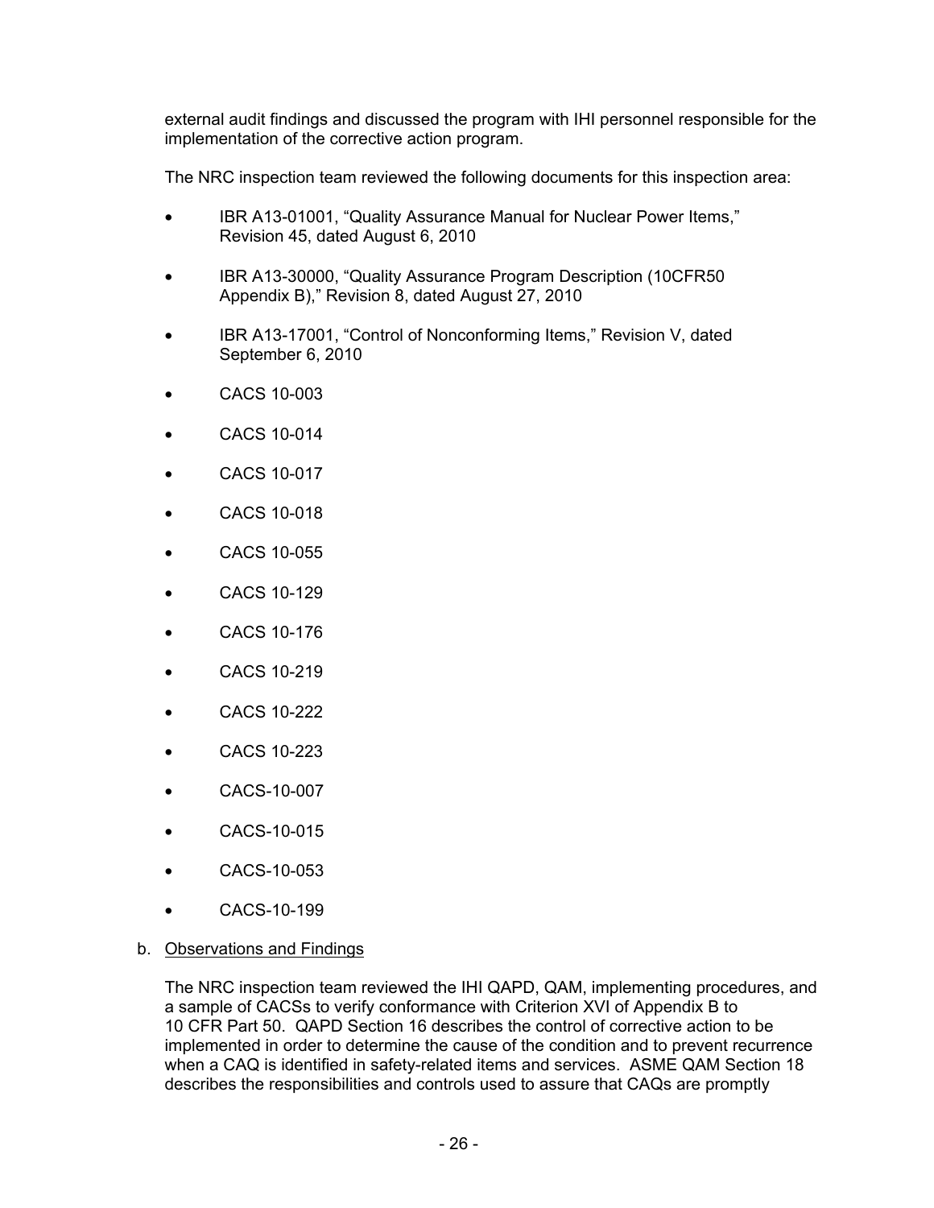external audit findings and discussed the program with IHI personnel responsible for the implementation of the corrective action program.

The NRC inspection team reviewed the following documents for this inspection area:

- IBR A13-01001, "Quality Assurance Manual for Nuclear Power Items," Revision 45, dated August 6, 2010
- IBR A13-30000, "Quality Assurance Program Description (10CFR50 Appendix B)," Revision 8, dated August 27, 2010
- IBR A13-17001, "Control of Nonconforming Items," Revision V, dated September 6, 2010
- CACS 10-003
- CACS 10-014
- CACS 10-017
- CACS 10-018
- CACS 10-055
- CACS 10-129
- CACS 10-176
- CACS 10-219
- CACS 10-222
- CACS 10-223
- CACS-10-007
- CACS-10-015
- CACS-10-053
- CACS-10-199

b. Observations and Findings

The NRC inspection team reviewed the IHI QAPD, QAM, implementing procedures, and a sample of CACSs to verify conformance with Criterion XVI of Appendix B to 10 CFR Part 50. QAPD Section 16 describes the control of corrective action to be implemented in order to determine the cause of the condition and to prevent recurrence when a CAQ is identified in safety-related items and services. ASME QAM Section 18 describes the responsibilities and controls used to assure that CAQs are promptly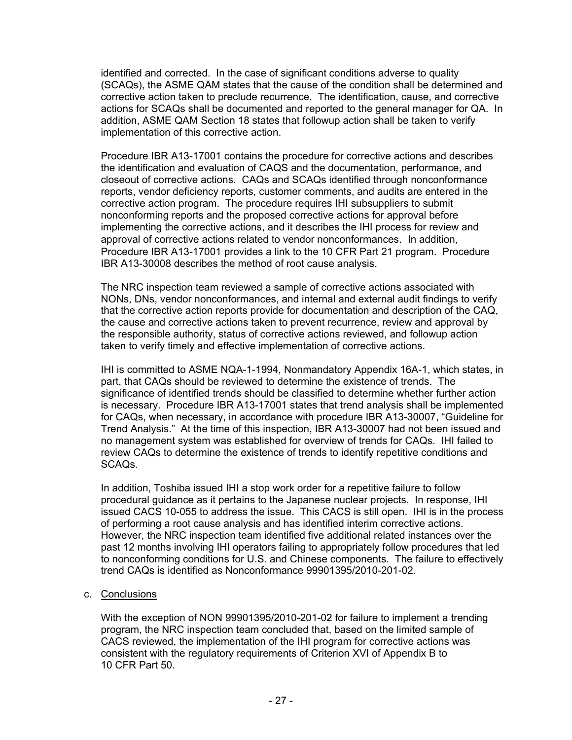identified and corrected. In the case of significant conditions adverse to quality (SCAQs), the ASME QAM states that the cause of the condition shall be determined and corrective action taken to preclude recurrence. The identification, cause, and corrective actions for SCAQs shall be documented and reported to the general manager for QA. In addition, ASME QAM Section 18 states that followup action shall be taken to verify implementation of this corrective action.

Procedure IBR A13-17001 contains the procedure for corrective actions and describes the identification and evaluation of CAQS and the documentation, performance, and closeout of corrective actions. CAQs and SCAQs identified through nonconformance reports, vendor deficiency reports, customer comments, and audits are entered in the corrective action program. The procedure requires IHI subsuppliers to submit nonconforming reports and the proposed corrective actions for approval before implementing the corrective actions, and it describes the IHI process for review and approval of corrective actions related to vendor nonconformances. In addition, Procedure IBR A13-17001 provides a link to the 10 CFR Part 21 program. Procedure IBR A13-30008 describes the method of root cause analysis.

The NRC inspection team reviewed a sample of corrective actions associated with NONs, DNs, vendor nonconformances, and internal and external audit findings to verify that the corrective action reports provide for documentation and description of the CAQ, the cause and corrective actions taken to prevent recurrence, review and approval by the responsible authority, status of corrective actions reviewed, and followup action taken to verify timely and effective implementation of corrective actions.

IHI is committed to ASME NQA-1-1994, Nonmandatory Appendix 16A-1, which states, in part, that CAQs should be reviewed to determine the existence of trends. The significance of identified trends should be classified to determine whether further action is necessary. Procedure IBR A13-17001 states that trend analysis shall be implemented for CAQs, when necessary, in accordance with procedure IBR A13-30007, "Guideline for Trend Analysis." At the time of this inspection, IBR A13-30007 had not been issued and no management system was established for overview of trends for CAQs. IHI failed to review CAQs to determine the existence of trends to identify repetitive conditions and SCAQs.

In addition, Toshiba issued IHI a stop work order for a repetitive failure to follow procedural guidance as it pertains to the Japanese nuclear projects. In response, IHI issued CACS 10-055 to address the issue. This CACS is still open. IHI is in the process of performing a root cause analysis and has identified interim corrective actions. However, the NRC inspection team identified five additional related instances over the past 12 months involving IHI operators failing to appropriately follow procedures that led to nonconforming conditions for U.S. and Chinese components. The failure to effectively trend CAQs is identified as Nonconformance 99901395/2010-201-02.

c. <u>Conclusions</u>

With the exception of NON 99901395/2010-201-02 for failure to implement a trending program, the NRC inspection team concluded that, based on the limited sample of CACS reviewed, the implementation of the IHI program for corrective actions was consistent with the regulatory requirements of Criterion XVI of Appendix B to 10 CFR Part 50.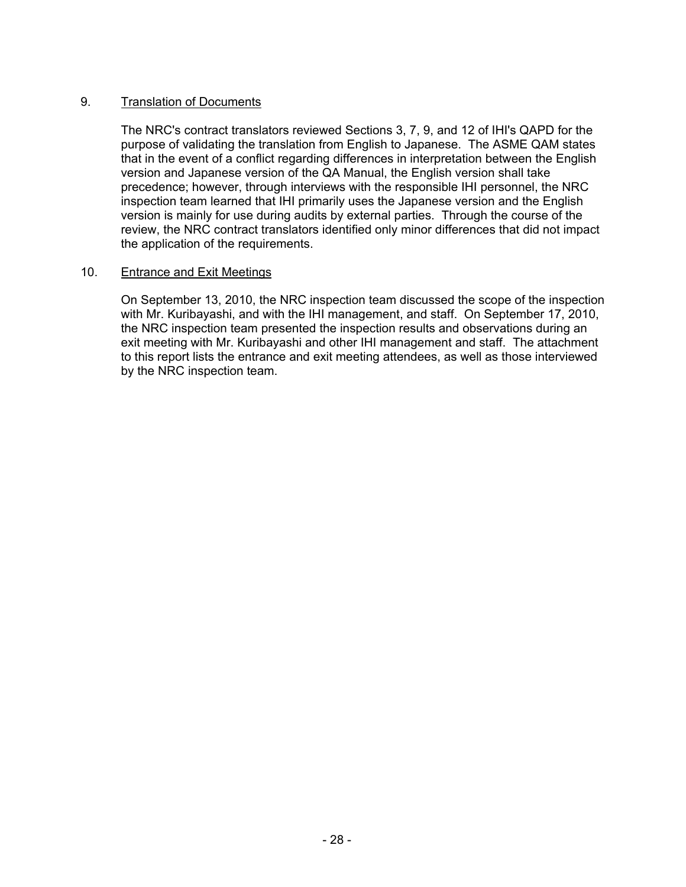## 9. Translation of Documents

The NRC's contract translators reviewed Sections 3, 7, 9, and 12 of IHI's QAPD for the purpose of validating the translation from English to Japanese. The ASME QAM states that in the event of a conflict regarding differences in interpretation between the English version and Japanese version of the QA Manual, the English version shall take precedence; however, through interviews with the responsible IHI personnel, the NRC inspection team learned that IHI primarily uses the Japanese version and the English version is mainly for use during audits by external parties. Through the course of the review, the NRC contract translators identified only minor differences that did not impact the application of the requirements.

## 10. Entrance and Exit Meetings

On September 13, 2010, the NRC inspection team discussed the scope of the inspection with Mr. Kuribayashi, and with the IHI management, and staff. On September 17, 2010, the NRC inspection team presented the inspection results and observations during an exit meeting with Mr. Kuribayashi and other IHI management and staff. The attachment to this report lists the entrance and exit meeting attendees, as well as those interviewed by the NRC inspection team.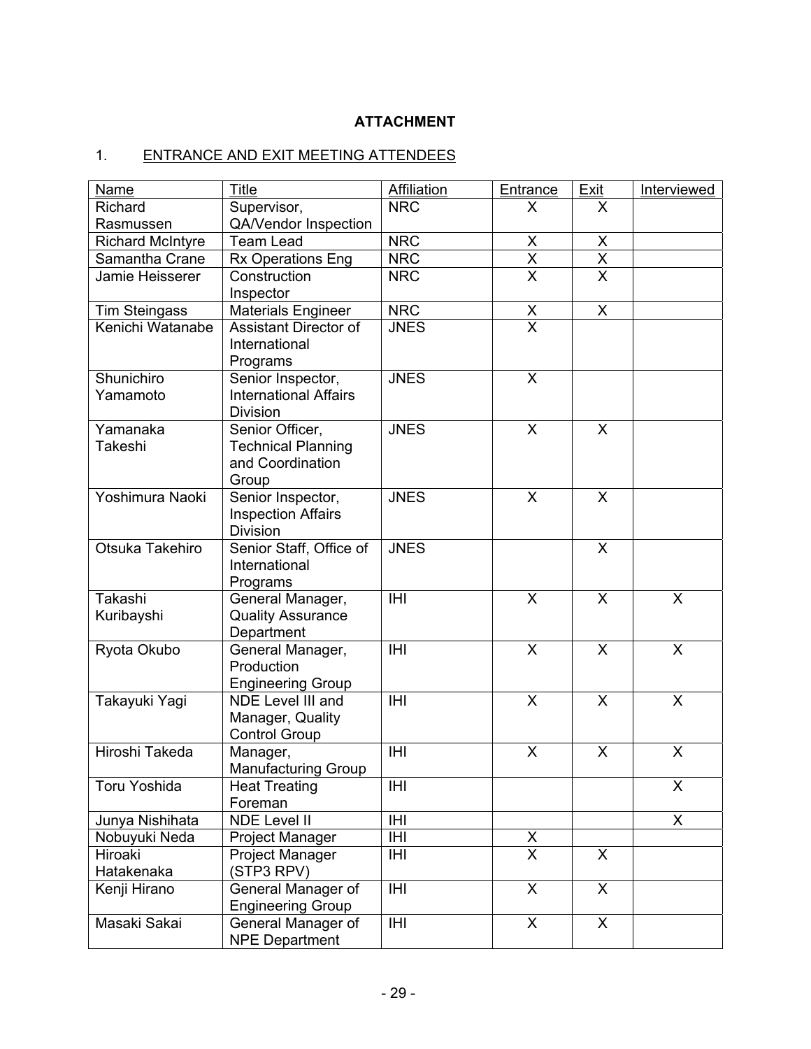# ATTACHMENT

## 1. ENTRANCE AND EXIT MEETING ATTENDEES

| Name | Title | Affiliation | Entrance | Exit | Interviewed |
|---|---|---|---|---|---|
| Richard Rasmussen | Supervisor, QA/Vendor Inspection | NRC | X | X | |
| Richard McIntyre | Team Lead | NRC | X | X | |
| Samantha Crane | Rx Operations Eng | NRC | X | X | |
| Jamie Heisserer | Construction Inspector | NRC | X | X | |
| Tim Steingass | Materials Engineer | NRC | X | X | |
| Kenichi Watanabe | Assistant Director of International Programs | JNES | X | | |
| Shunichiro Yamamoto | Senior Inspector, International Affairs Division | JNES | X | | |
| Yamanaka Takeshi | Senior Officer, Technical Planning and Coordination Group | JNES | X | X | |
| Yoshimura Naoki | Senior Inspector, Inspection Affairs Division | JNES | X | X | |
| Otsuka Takehiro | Senior Staff, Office of International Programs | JNES | | X | |
| Takashi Kuribayshi | General Manager, Quality Assurance Department | IHI | X | X | X |
| Ryota Okubo | General Manager, Production Engineering Group | IHI | X | X | X |
| Takayuki Yagi | NDE Level III and Manager, Quality Control Group | IHI | X | X | X |
| Hiroshi Takeda | Manager, Manufacturing Group | IHI | X | X | X |
| Toru Yoshida | Heat Treating Foreman | IHI | | | X |
| Junya Nishihata | NDE Level II | IHI | | | X |
| Nobuyuki Neda | Project Manager | IHI | X | | |
| Hiroaki Hatakenaka | Project Manager (STP3 RPV) | IHI | X | X | |
| Kenji Hirano | General Manager of Engineering Group | IHI | X | X | |
| Masaki Sakai | General Manager of NPE Department | IHI | X | X | |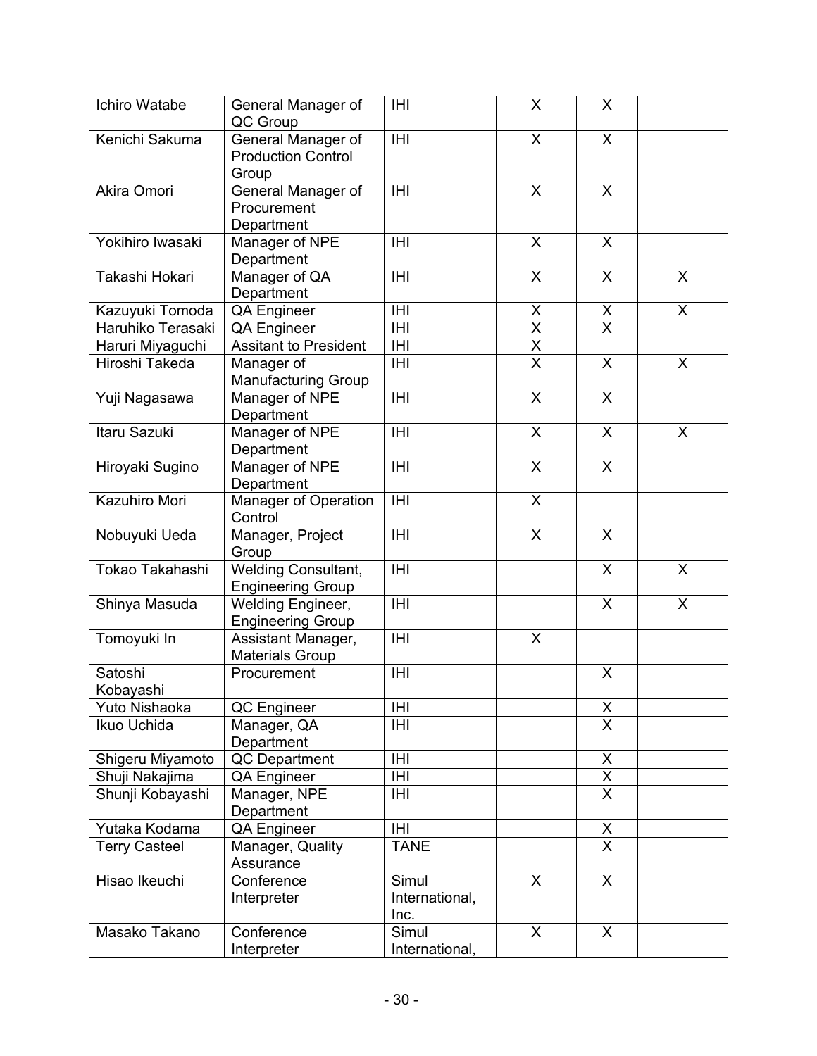| Ichiro Watabe | General Manager of QC Group | IHI | X | X | |
|---|---|---|---|---|---|
| Kenichi Sakuma | General Manager of Production Control Group | IHI | X | X | |
| Akira Omori | General Manager of Procurement Department | IHI | X | X | |
| Yokihiro Iwasaki | Manager of NPE Department | IHI | X | X | |
| Takashi Hokari | Manager of QA Department | IHI | X | X | X |
| Kazuyuki Tomoda | QA Engineer | IHI | X | X | X |
| Haruhiko Terasaki | QA Engineer | IHI | X | X | |
| Haruri Miyaguchi | Assitant to President | IHI | X | | |
| Hiroshi Takeda | Manager of Manufacturing Group | IHI | X | X | X |
| Yuji Nagasawa | Manager of NPE Department | IHI | X | X | |
| Itaru Sazuki | Manager of NPE Department | IHI | X | X | X |
| Hiroyaki Sugino | Manager of NPE Department | IHI | X | X | |
| Kazuhiro Mori | Manager of Operation Control | IHI | X | | |
| Nobuyuki Ueda | Manager, Project Group | IHI | X | X | |
| Tokao Takahashi | Welding Consultant, Engineering Group | IHI | | X | X |
| Shinya Masuda | Welding Engineer, Engineering Group | IHI | | X | X |
| Tomoyuki In | Assistant Manager, Materials Group | IHI | X | | |
| Satoshi Kobayashi | Procurement | IHI | | X | |
| Yuto Nishaoka | QC Engineer | IHI | | X | |
| Ikuo Uchida | Manager, QA Department | IHI | | X | |
| Shigeru Miyamoto | QC Department | IHI | | X | |
| Shuji Nakajima | QA Engineer | IHI | | X | |
| Shunji Kobayashi | Manager, NPE Department | IHI | | X | |
| Yutaka Kodama | QA Engineer | IHI | | X | |
| Terry Casteel | Manager, Quality Assurance | TANE | | X | |
| Hisao Ikeuchi | Conference Interpreter | Simul International, Inc. | X | X | |
| Masako Takano | Conference Interpreter | Simul International, | X | X | |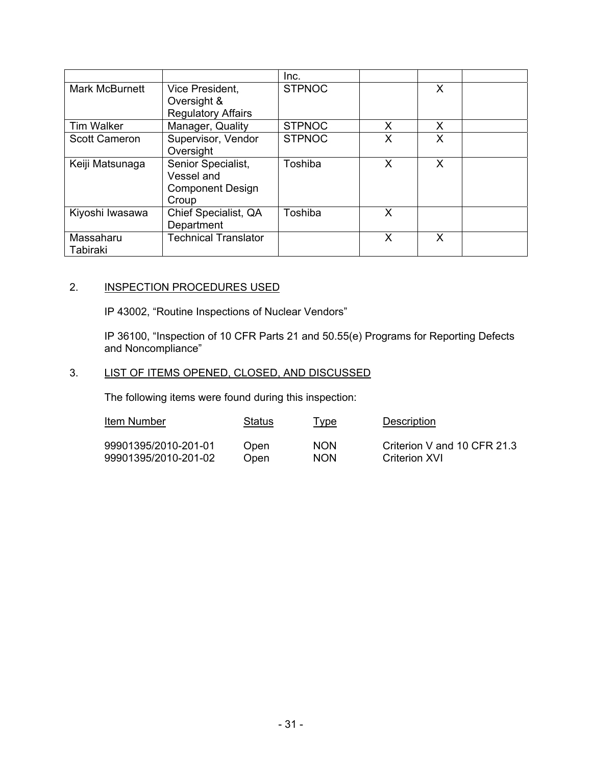| | | | | | |
|---|---|---|---|---|---|
| | | Inc. | | | |
| Mark McBurnett | Vice President, Oversight & Regulatory Affairs | STPNOC | | X | |
| Tim Walker | Manager, Quality | STPNOC | X | X | |
| Scott Cameron | Supervisor, Vendor Oversight | STPNOC | X | X | |
| Keiji Matsunaga | Senior Specialist, Vessel and Component Design Croup | Toshiba | X | X | |
| Kiyoshi Iwasawa | Chief Specialist, QA Department | Toshiba | X | | |
| Massaharu Tabiraki | Technical Translator | | X | X | |

2. INSPECTION PROCEDURES USED

IP 43002, "Routine Inspections of Nuclear Vendors"

IP 36100, "Inspection of 10 CFR Parts 21 and 50.55(e) Programs for Reporting Defects and Noncompliance"

3. LIST OF ITEMS OPENED, CLOSED, AND DISCUSSED

The following items were found during this inspection:

| Item Number | Status | Type | Description |
|---|---|---|---|
| 99901395/2010-201-01 | Open | NON | Criterion V and 10 CFR 21.3 |
| 99901395/2010-201-02 | Open | NON | Criterion XVI |